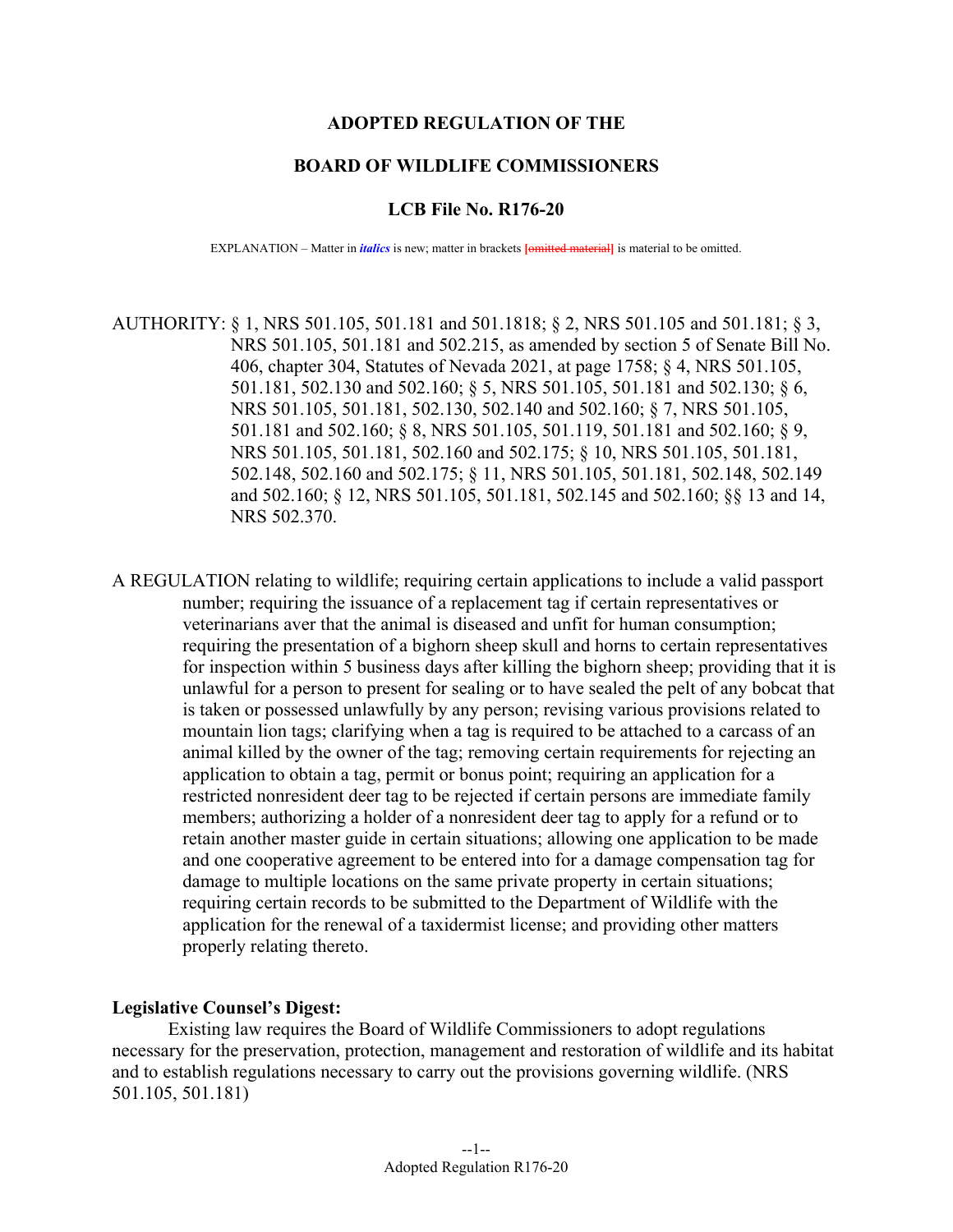**ADOPTED REGULATION OF THE**

**BOARD OF WILDLIFE COMMISSIONERS**

**LCB File No. R176-20**

EXPLANATION – Matter in *italics* is new; matter in brackets [~~omitted material~~] is material to be omitted.

AUTHORITY: § 1, NRS 501.105, 501.181 and 501.1818; § 2, NRS 501.105 and 501.181; § 3, NRS 501.105, 501.181 and 502.215, as amended by section 5 of Senate Bill No. 406, chapter 304, Statutes of Nevada 2021, at page 1758; § 4, NRS 501.105, 501.181, 502.130 and 502.160; § 5, NRS 501.105, 501.181 and 502.130; § 6, NRS 501.105, 501.181, 502.130, 502.140 and 502.160; § 7, NRS 501.105, 501.181 and 502.160; § 8, NRS 501.105, 501.119, 501.181 and 502.160; § 9, NRS 501.105, 501.181, 502.160 and 502.175; § 10, NRS 501.105, 501.181, 502.148, 502.160 and 502.175; § 11, NRS 501.105, 501.181, 502.148, 502.149 and 502.160; § 12, NRS 501.105, 501.181, 502.145 and 502.160; §§ 13 and 14, NRS 502.370.

A REGULATION relating to wildlife; requiring certain applications to include a valid passport number; requiring the issuance of a replacement tag if certain representatives or veterinarians aver that the animal is diseased and unfit for human consumption; requiring the presentation of a bighorn sheep skull and horns to certain representatives for inspection within 5 business days after killing the bighorn sheep; providing that it is unlawful for a person to present for sealing or to have sealed the pelt of any bobcat that is taken or possessed unlawfully by any person; revising various provisions related to mountain lion tags; clarifying when a tag is required to be attached to a carcass of an animal killed by the owner of the tag; removing certain requirements for rejecting an application to obtain a tag, permit or bonus point; requiring an application for a restricted nonresident deer tag to be rejected if certain persons are immediate family members; authorizing a holder of a nonresident deer tag to apply for a refund or to retain another master guide in certain situations; allowing one application to be made and one cooperative agreement to be entered into for a damage compensation tag for damage to multiple locations on the same private property in certain situations; requiring certain records to be submitted to the Department of Wildlife with the application for the renewal of a taxidermist license; and providing other matters properly relating thereto.

**Legislative Counsel's Digest:**

Existing law requires the Board of Wildlife Commissioners to adopt regulations necessary for the preservation, protection, management and restoration of wildlife and its habitat and to establish regulations necessary to carry out the provisions governing wildlife. (NRS 501.105, 501.181)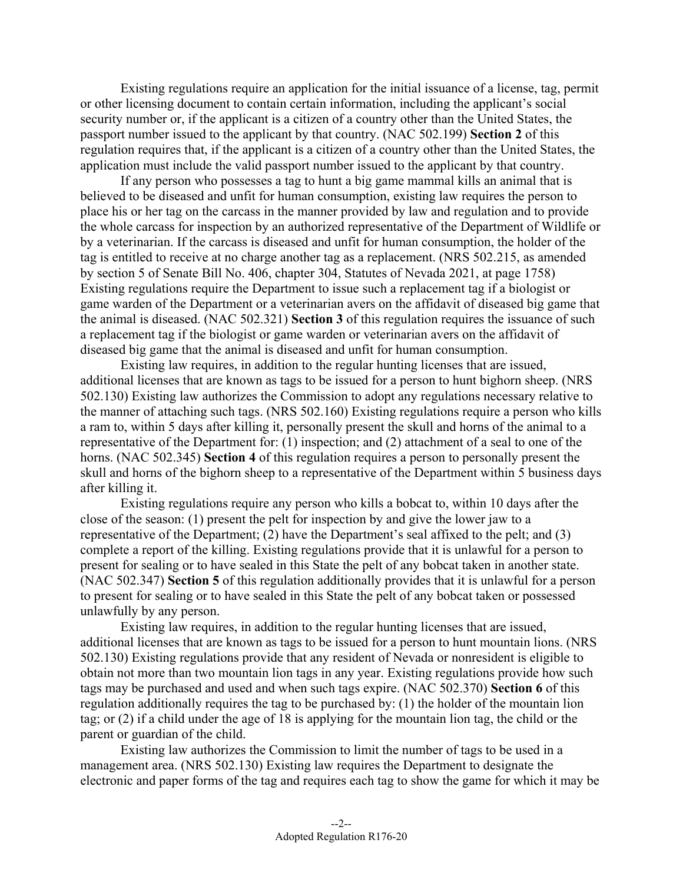Existing regulations require an application for the initial issuance of a license, tag, permit or other licensing document to contain certain information, including the applicant's social security number or, if the applicant is a citizen of a country other than the United States, the passport number issued to the applicant by that country. (NAC 502.199) **Section 2** of this regulation requires that, if the applicant is a citizen of a country other than the United States, the application must include the valid passport number issued to the applicant by that country.

If any person who possesses a tag to hunt a big game mammal kills an animal that is believed to be diseased and unfit for human consumption, existing law requires the person to place his or her tag on the carcass in the manner provided by law and regulation and to provide the whole carcass for inspection by an authorized representative of the Department of Wildlife or by a veterinarian. If the carcass is diseased and unfit for human consumption, the holder of the tag is entitled to receive at no charge another tag as a replacement. (NRS 502.215, as amended by section 5 of Senate Bill No. 406, chapter 304, Statutes of Nevada 2021, at page 1758) Existing regulations require the Department to issue such a replacement tag if a biologist or game warden of the Department or a veterinarian avers on the affidavit of diseased big game that the animal is diseased. (NAC 502.321) **Section 3** of this regulation requires the issuance of such a replacement tag if the biologist or game warden or veterinarian avers on the affidavit of diseased big game that the animal is diseased and unfit for human consumption.

Existing law requires, in addition to the regular hunting licenses that are issued, additional licenses that are known as tags to be issued for a person to hunt bighorn sheep. (NRS 502.130) Existing law authorizes the Commission to adopt any regulations necessary relative to the manner of attaching such tags. (NRS 502.160) Existing regulations require a person who kills a ram to, within 5 days after killing it, personally present the skull and horns of the animal to a representative of the Department for: (1) inspection; and (2) attachment of a seal to one of the horns. (NAC 502.345) **Section 4** of this regulation requires a person to personally present the skull and horns of the bighorn sheep to a representative of the Department within 5 business days after killing it.

Existing regulations require any person who kills a bobcat to, within 10 days after the close of the season: (1) present the pelt for inspection by and give the lower jaw to a representative of the Department; (2) have the Department's seal affixed to the pelt; and (3) complete a report of the killing. Existing regulations provide that it is unlawful for a person to present for sealing or to have sealed in this State the pelt of any bobcat taken in another state. (NAC 502.347) **Section 5** of this regulation additionally provides that it is unlawful for a person to present for sealing or to have sealed in this State the pelt of any bobcat taken or possessed unlawfully by any person.

Existing law requires, in addition to the regular hunting licenses that are issued, additional licenses that are known as tags to be issued for a person to hunt mountain lions. (NRS 502.130) Existing regulations provide that any resident of Nevada or nonresident is eligible to obtain not more than two mountain lion tags in any year. Existing regulations provide how such tags may be purchased and used and when such tags expire. (NAC 502.370) **Section 6** of this regulation additionally requires the tag to be purchased by: (1) the holder of the mountain lion tag; or (2) if a child under the age of 18 is applying for the mountain lion tag, the child or the parent or guardian of the child.

Existing law authorizes the Commission to limit the number of tags to be used in a management area. (NRS 502.130) Existing law requires the Department to designate the electronic and paper forms of the tag and requires each tag to show the game for which it may be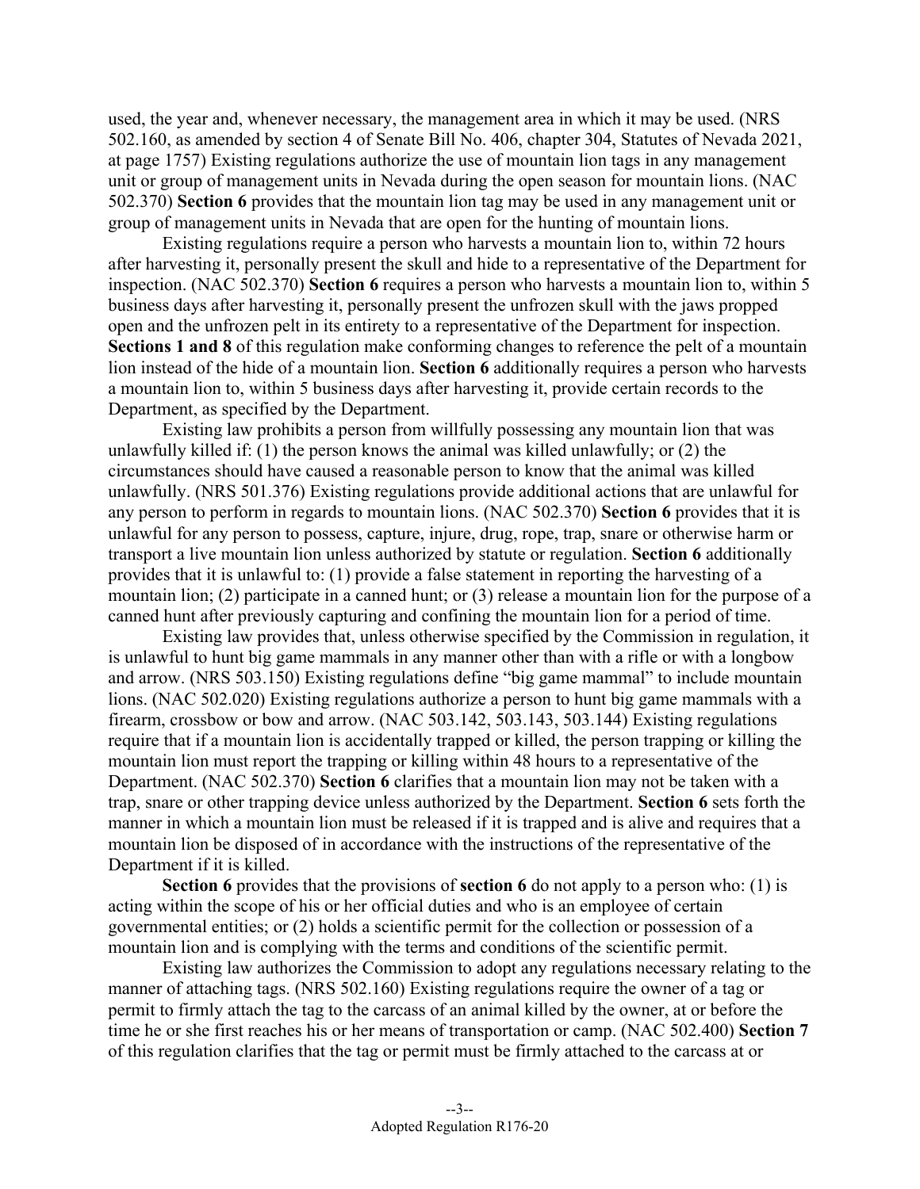used, the year and, whenever necessary, the management area in which it may be used. (NRS 502.160, as amended by section 4 of Senate Bill No. 406, chapter 304, Statutes of Nevada 2021, at page 1757) Existing regulations authorize the use of mountain lion tags in any management unit or group of management units in Nevada during the open season for mountain lions. (NAC 502.370) **Section 6** provides that the mountain lion tag may be used in any management unit or group of management units in Nevada that are open for the hunting of mountain lions.

Existing regulations require a person who harvests a mountain lion to, within 72 hours after harvesting it, personally present the skull and hide to a representative of the Department for inspection. (NAC 502.370) **Section 6** requires a person who harvests a mountain lion to, within 5 business days after harvesting it, personally present the unfrozen skull with the jaws propped open and the unfrozen pelt in its entirety to a representative of the Department for inspection. **Sections 1 and 8** of this regulation make conforming changes to reference the pelt of a mountain lion instead of the hide of a mountain lion. **Section 6** additionally requires a person who harvests a mountain lion to, within 5 business days after harvesting it, provide certain records to the Department, as specified by the Department.

Existing law prohibits a person from willfully possessing any mountain lion that was unlawfully killed if: (1) the person knows the animal was killed unlawfully; or (2) the circumstances should have caused a reasonable person to know that the animal was killed unlawfully. (NRS 501.376) Existing regulations provide additional actions that are unlawful for any person to perform in regards to mountain lions. (NAC 502.370) **Section 6** provides that it is unlawful for any person to possess, capture, injure, drug, rope, trap, snare or otherwise harm or transport a live mountain lion unless authorized by statute or regulation. **Section 6** additionally provides that it is unlawful to: (1) provide a false statement in reporting the harvesting of a mountain lion; (2) participate in a canned hunt; or (3) release a mountain lion for the purpose of a canned hunt after previously capturing and confining the mountain lion for a period of time.

Existing law provides that, unless otherwise specified by the Commission in regulation, it is unlawful to hunt big game mammals in any manner other than with a rifle or with a longbow and arrow. (NRS 503.150) Existing regulations define "big game mammal" to include mountain lions. (NAC 502.020) Existing regulations authorize a person to hunt big game mammals with a firearm, crossbow or bow and arrow. (NAC 503.142, 503.143, 503.144) Existing regulations require that if a mountain lion is accidentally trapped or killed, the person trapping or killing the mountain lion must report the trapping or killing within 48 hours to a representative of the Department. (NAC 502.370) **Section 6** clarifies that a mountain lion may not be taken with a trap, snare or other trapping device unless authorized by the Department. **Section 6** sets forth the manner in which a mountain lion must be released if it is trapped and is alive and requires that a mountain lion be disposed of in accordance with the instructions of the representative of the Department if it is killed.

**Section 6** provides that the provisions of **section 6** do not apply to a person who: (1) is acting within the scope of his or her official duties and who is an employee of certain governmental entities; or (2) holds a scientific permit for the collection or possession of a mountain lion and is complying with the terms and conditions of the scientific permit.

Existing law authorizes the Commission to adopt any regulations necessary relating to the manner of attaching tags. (NRS 502.160) Existing regulations require the owner of a tag or permit to firmly attach the tag to the carcass of an animal killed by the owner, at or before the time he or she first reaches his or her means of transportation or camp. (NAC 502.400) **Section 7** of this regulation clarifies that the tag or permit must be firmly attached to the carcass at or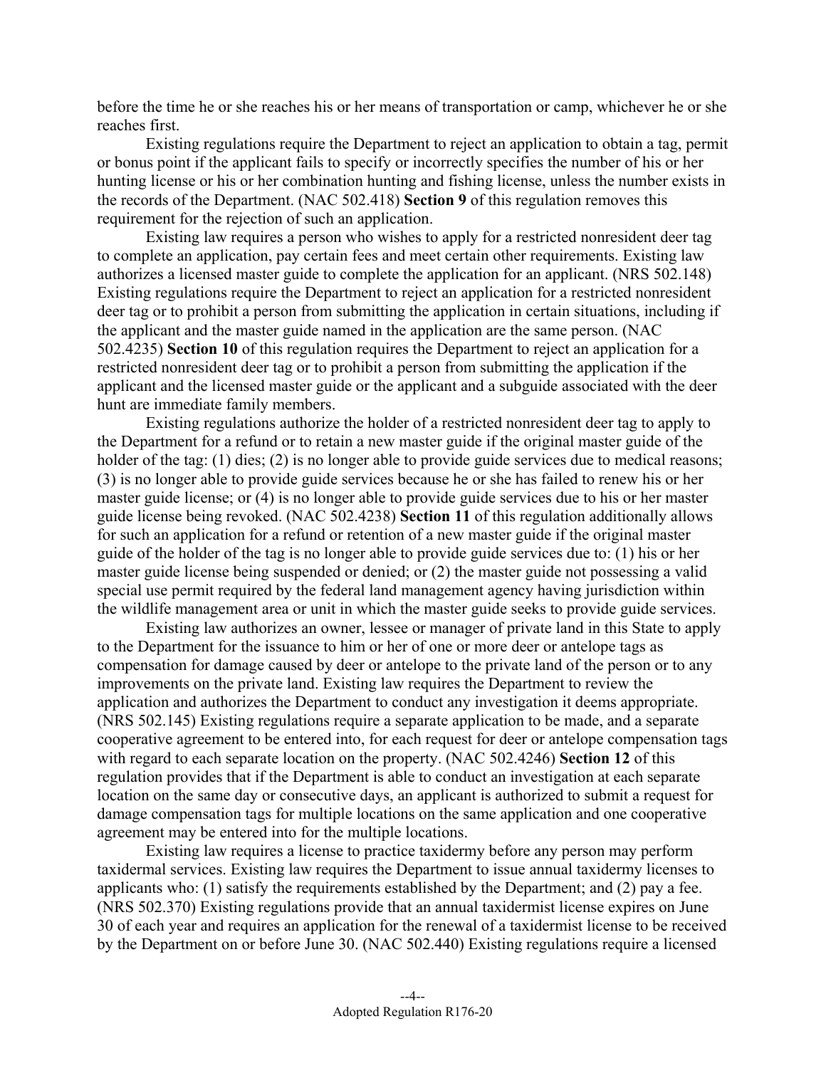before the time he or she reaches his or her means of transportation or camp, whichever he or she reaches first.

Existing regulations require the Department to reject an application to obtain a tag, permit or bonus point if the applicant fails to specify or incorrectly specifies the number of his or her hunting license or his or her combination hunting and fishing license, unless the number exists in the records of the Department. (NAC 502.418) **Section 9** of this regulation removes this requirement for the rejection of such an application.

Existing law requires a person who wishes to apply for a restricted nonresident deer tag to complete an application, pay certain fees and meet certain other requirements. Existing law authorizes a licensed master guide to complete the application for an applicant. (NRS 502.148) Existing regulations require the Department to reject an application for a restricted nonresident deer tag or to prohibit a person from submitting the application in certain situations, including if the applicant and the master guide named in the application are the same person. (NAC 502.4235) **Section 10** of this regulation requires the Department to reject an application for a restricted nonresident deer tag or to prohibit a person from submitting the application if the applicant and the licensed master guide or the applicant and a subguide associated with the deer hunt are immediate family members.

Existing regulations authorize the holder of a restricted nonresident deer tag to apply to the Department for a refund or to retain a new master guide if the original master guide of the holder of the tag: (1) dies; (2) is no longer able to provide guide services due to medical reasons; (3) is no longer able to provide guide services because he or she has failed to renew his or her master guide license; or (4) is no longer able to provide guide services due to his or her master guide license being revoked. (NAC 502.4238) **Section 11** of this regulation additionally allows for such an application for a refund or retention of a new master guide if the original master guide of the holder of the tag is no longer able to provide guide services due to: (1) his or her master guide license being suspended or denied; or (2) the master guide not possessing a valid special use permit required by the federal land management agency having jurisdiction within the wildlife management area or unit in which the master guide seeks to provide guide services.

Existing law authorizes an owner, lessee or manager of private land in this State to apply to the Department for the issuance to him or her of one or more deer or antelope tags as compensation for damage caused by deer or antelope to the private land of the person or to any improvements on the private land. Existing law requires the Department to review the application and authorizes the Department to conduct any investigation it deems appropriate. (NRS 502.145) Existing regulations require a separate application to be made, and a separate cooperative agreement to be entered into, for each request for deer or antelope compensation tags with regard to each separate location on the property. (NAC 502.4246) **Section 12** of this regulation provides that if the Department is able to conduct an investigation at each separate location on the same day or consecutive days, an applicant is authorized to submit a request for damage compensation tags for multiple locations on the same application and one cooperative agreement may be entered into for the multiple locations.

Existing law requires a license to practice taxidermy before any person may perform taxidermal services. Existing law requires the Department to issue annual taxidermy licenses to applicants who: (1) satisfy the requirements established by the Department; and (2) pay a fee. (NRS 502.370) Existing regulations provide that an annual taxidermist license expires on June 30 of each year and requires an application for the renewal of a taxidermist license to be received by the Department on or before June 30. (NAC 502.440) Existing regulations require a licensed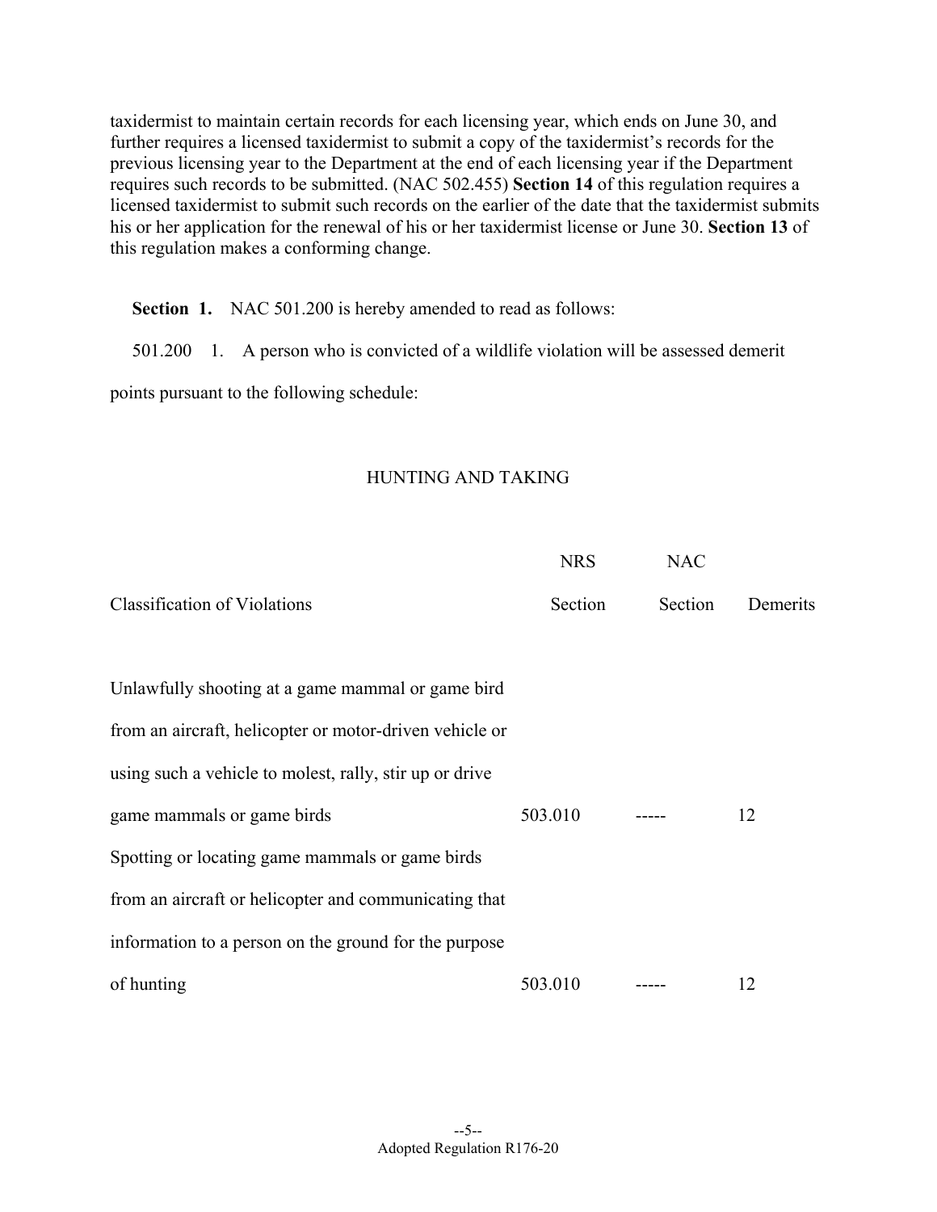taxidermist to maintain certain records for each licensing year, which ends on June 30, and further requires a licensed taxidermist to submit a copy of the taxidermist's records for the previous licensing year to the Department at the end of each licensing year if the Department requires such records to be submitted. (NAC 502.455) **Section 14** of this regulation requires a licensed taxidermist to submit such records on the earlier of the date that the taxidermist submits his or her application for the renewal of his or her taxidermist license or June 30. **Section 13** of this regulation makes a conforming change.

**Section 1.** NAC 501.200 is hereby amended to read as follows:

501.200 1. A person who is convicted of a wildlife violation will be assessed demerit points pursuant to the following schedule:

HUNTING AND TAKING

| Classification of Violations | NRS Section | NAC Section | Demerits |
|---|---|---|---|
| Unlawfully shooting at a game mammal or game bird from an aircraft, helicopter or motor-driven vehicle or using such a vehicle to molest, rally, stir up or drive game mammals or game birds | 503.010 | ----- | 12 |
| Spotting or locating game mammals or game birds from an aircraft or helicopter and communicating that information to a person on the ground for the purpose of hunting | 503.010 | ----- | 12 |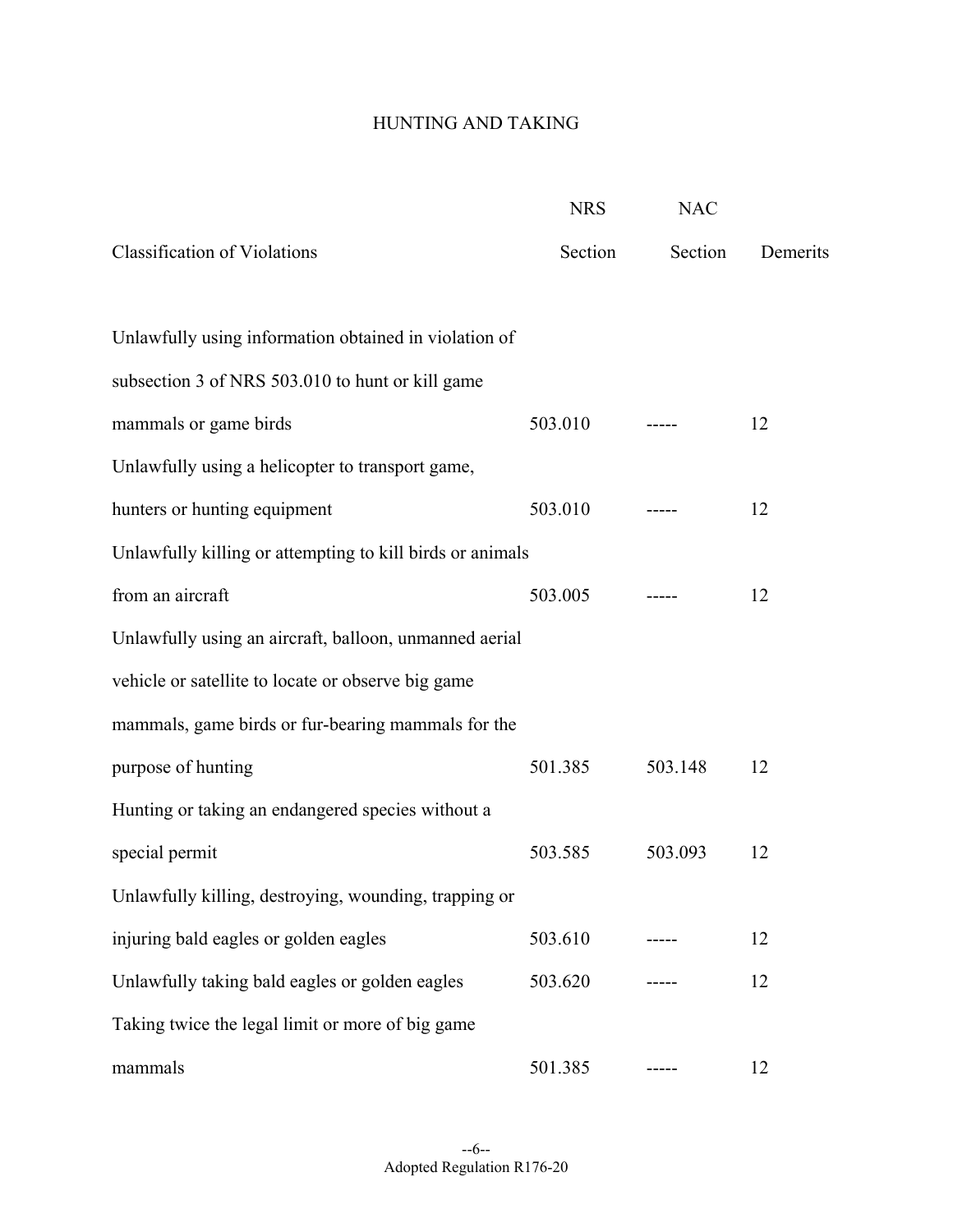# HUNTING AND TAKING

| Classification of Violations | NRS Section | NAC Section | Demerits |
|---|---|---|---|
| Unlawfully using information obtained in violation of subsection 3 of NRS 503.010 to hunt or kill game mammals or game birds | 503.010 | ----- | 12 |
| Unlawfully using a helicopter to transport game, hunters or hunting equipment | 503.010 | ----- | 12 |
| Unlawfully killing or attempting to kill birds or animals from an aircraft | 503.005 | ----- | 12 |
| Unlawfully using an aircraft, balloon, unmanned aerial vehicle or satellite to locate or observe big game mammals, game birds or fur-bearing mammals for the purpose of hunting | 501.385 | 503.148 | 12 |
| Hunting or taking an endangered species without a special permit | 503.585 | 503.093 | 12 |
| Unlawfully killing, destroying, wounding, trapping or injuring bald eagles or golden eagles | 503.610 | ----- | 12 |
| Unlawfully taking bald eagles or golden eagles | 503.620 | ----- | 12 |
| Taking twice the legal limit or more of big game mammals | 501.385 | ----- | 12 |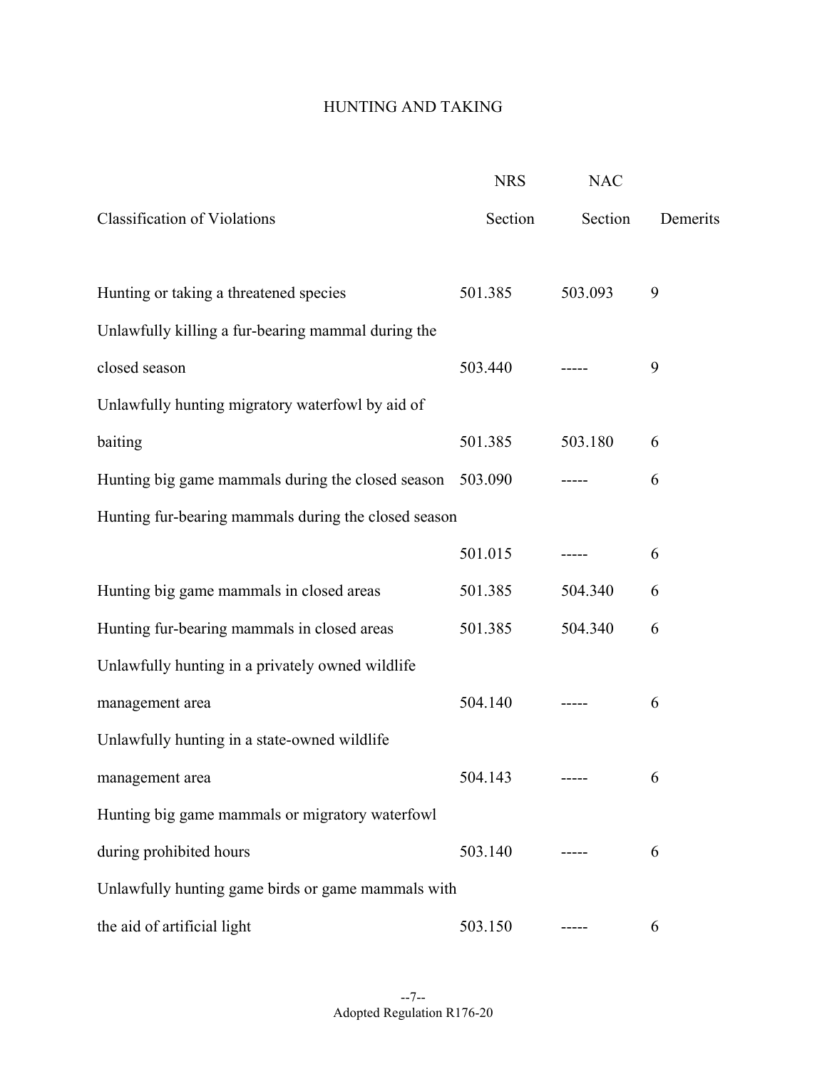HUNTING AND TAKING

| Classification of Violations | NRS Section | NAC Section | Demerits |
|---|---|---|---|
| Hunting or taking a threatened species | 501.385 | 503.093 | 9 |
| Unlawfully killing a fur-bearing mammal during the closed season | 503.440 | ----- | 9 |
| Unlawfully hunting migratory waterfowl by aid of baiting | 501.385 | 503.180 | 6 |
| Hunting big game mammals during the closed season | 503.090 | ----- | 6 |
| Hunting fur-bearing mammals during the closed season | 501.015 | ----- | 6 |
| Hunting big game mammals in closed areas | 501.385 | 504.340 | 6 |
| Hunting fur-bearing mammals in closed areas | 501.385 | 504.340 | 6 |
| Unlawfully hunting in a privately owned wildlife management area | 504.140 | ----- | 6 |
| Unlawfully hunting in a state-owned wildlife management area | 504.143 | ----- | 6 |
| Hunting big game mammals or migratory waterfowl during prohibited hours | 503.140 | ----- | 6 |
| Unlawfully hunting game birds or game mammals with the aid of artificial light | 503.150 | ----- | 6 |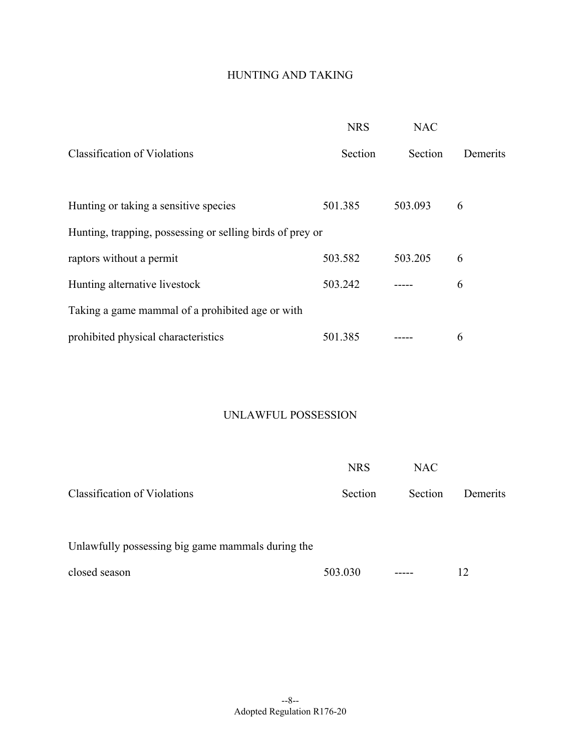## HUNTING AND TAKING

| Classification of Violations | NRS Section | NAC Section | Demerits |
| --- | --- | --- | --- |
| Hunting or taking a sensitive species | 501.385 | 503.093 | 6 |
| Hunting, trapping, possessing or selling birds of prey or raptors without a permit | 503.582 | 503.205 | 6 |
| Hunting alternative livestock | 503.242 | ----- | 6 |
| Taking a game mammal of a prohibited age or with prohibited physical characteristics | 501.385 | ----- | 6 |

## UNLAWFUL POSSESSION

| Classification of Violations | NRS Section | NAC Section | Demerits |
| --- | --- | --- | --- |
| Unlawfully possessing big game mammals during the closed season | 503.030 | ----- | 12 |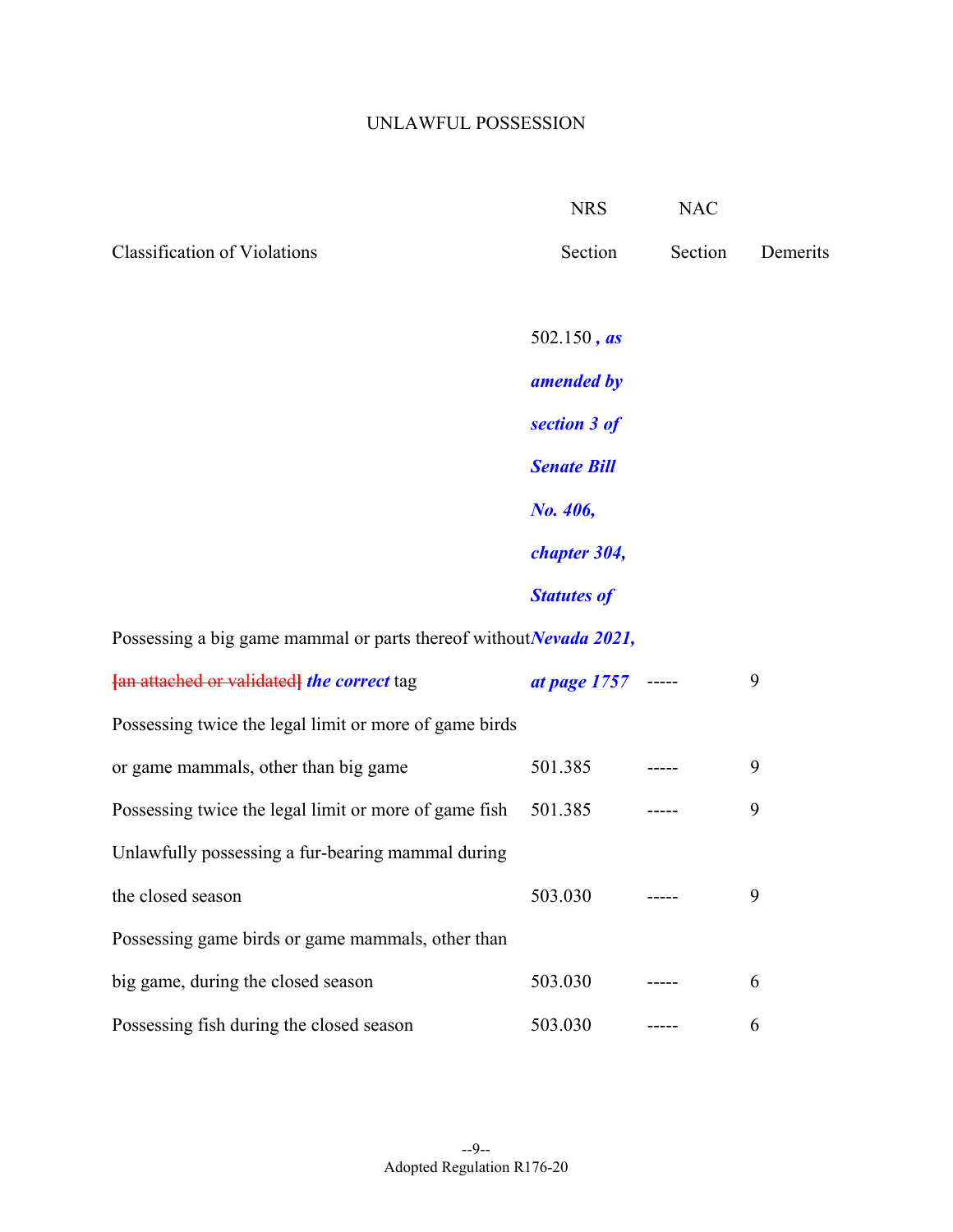UNLAWFUL POSSESSION

| Classification of Violations | NRS Section | NAC Section | Demerits |
|---|---|---|---|
| Possessing a big game mammal or parts thereof without [an attached or validated] ***the correct*** tag | 502.150 ***, as amended by section 3 of Senate Bill No. 406, chapter 304, Statutes of Nevada 2021, at page 1757*** | ----- | 9 |
| Possessing twice the legal limit or more of game birds or game mammals, other than big game | 501.385 | ----- | 9 |
| Possessing twice the legal limit or more of game fish | 501.385 | ----- | 9 |
| Unlawfully possessing a fur-bearing mammal during the closed season | 503.030 | ----- | 9 |
| Possessing game birds or game mammals, other than big game, during the closed season | 503.030 | ----- | 6 |
| Possessing fish during the closed season | 503.030 | ----- | 6 |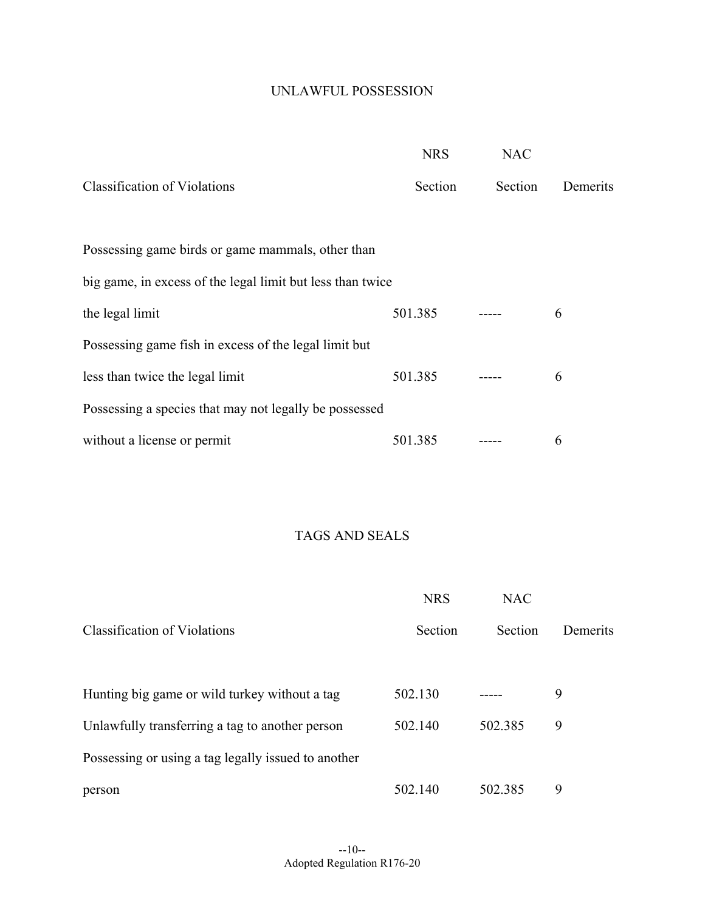## UNLAWFUL POSSESSION

| Classification of Violations | NRS Section | NAC Section | Demerits |
|---|---|---|---|
| Possessing game birds or game mammals, other than big game, in excess of the legal limit but less than twice the legal limit | 501.385 | ----- | 6 |
| Possessing game fish in excess of the legal limit but less than twice the legal limit | 501.385 | ----- | 6 |
| Possessing a species that may not legally be possessed without a license or permit | 501.385 | ----- | 6 |

## TAGS AND SEALS

| Classification of Violations | NRS Section | NAC Section | Demerits |
|---|---|---|---|
| Hunting big game or wild turkey without a tag | 502.130 | ----- | 9 |
| Unlawfully transferring a tag to another person | 502.140 | 502.385 | 9 |
| Possessing or using a tag legally issued to another person | 502.140 | 502.385 | 9 |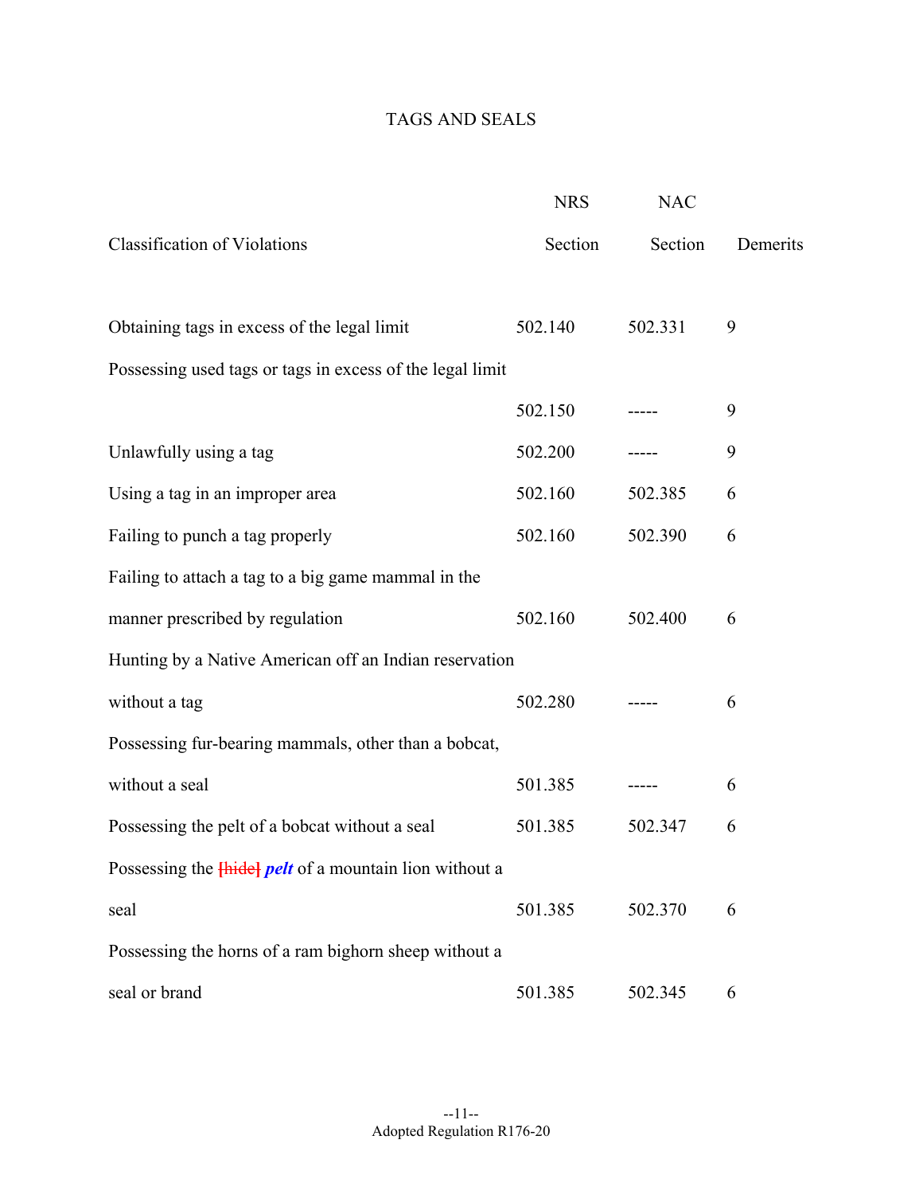## TAGS AND SEALS

| Classification of Violations | NRS Section | NAC Section | Demerits |
|---|---|---|---|
| Obtaining tags in excess of the legal limit | 502.140 | 502.331 | 9 |
| Possessing used tags or tags in excess of the legal limit | 502.150 | ----- | 9 |
| Unlawfully using a tag | 502.200 | ----- | 9 |
| Using a tag in an improper area | 502.160 | 502.385 | 6 |
| Failing to punch a tag properly | 502.160 | 502.390 | 6 |
| Failing to attach a tag to a big game mammal in the manner prescribed by regulation | 502.160 | 502.400 | 6 |
| Hunting by a Native American off an Indian reservation without a tag | 502.280 | ----- | 6 |
| Possessing fur-bearing mammals, other than a bobcat, without a seal | 501.385 | ----- | 6 |
| Possessing the pelt of a bobcat without a seal | 501.385 | 502.347 | 6 |
| Possessing the [hide] ***pelt*** of a mountain lion without a seal | 501.385 | 502.370 | 6 |
| Possessing the horns of a ram bighorn sheep without a seal or brand | 501.385 | 502.345 | 6 |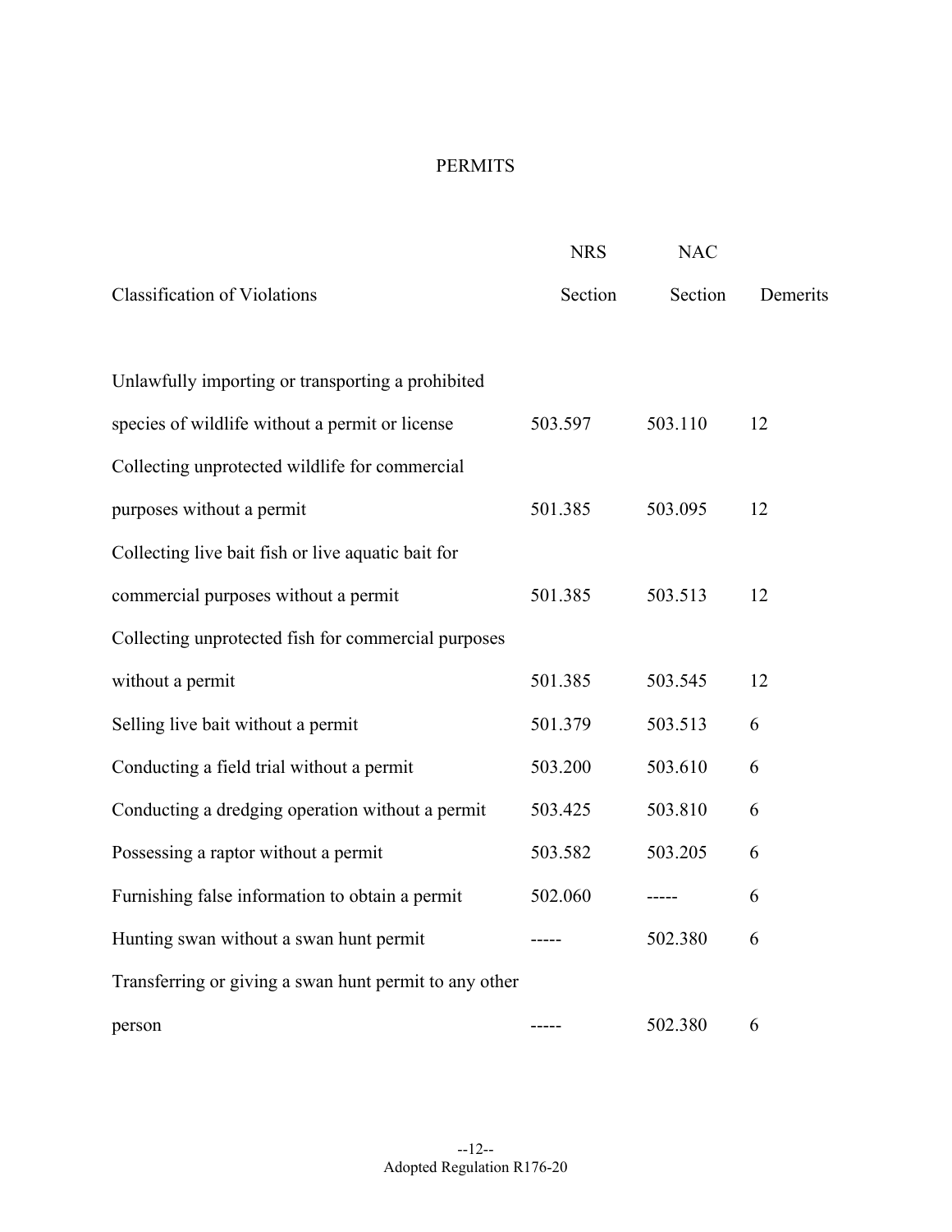PERMITS

| Classification of Violations | NRS Section | NAC Section | Demerits |
|---|---|---|---|
| Unlawfully importing or transporting a prohibited species of wildlife without a permit or license | 503.597 | 503.110 | 12 |
| Collecting unprotected wildlife for commercial purposes without a permit | 501.385 | 503.095 | 12 |
| Collecting live bait fish or live aquatic bait for commercial purposes without a permit | 501.385 | 503.513 | 12 |
| Collecting unprotected fish for commercial purposes without a permit | 501.385 | 503.545 | 12 |
| Selling live bait without a permit | 501.379 | 503.513 | 6 |
| Conducting a field trial without a permit | 503.200 | 503.610 | 6 |
| Conducting a dredging operation without a permit | 503.425 | 503.810 | 6 |
| Possessing a raptor without a permit | 503.582 | 503.205 | 6 |
| Furnishing false information to obtain a permit | 502.060 | ----- | 6 |
| Hunting swan without a swan hunt permit | ----- | 502.380 | 6 |
| Transferring or giving a swan hunt permit to any other person | ----- | 502.380 | 6 |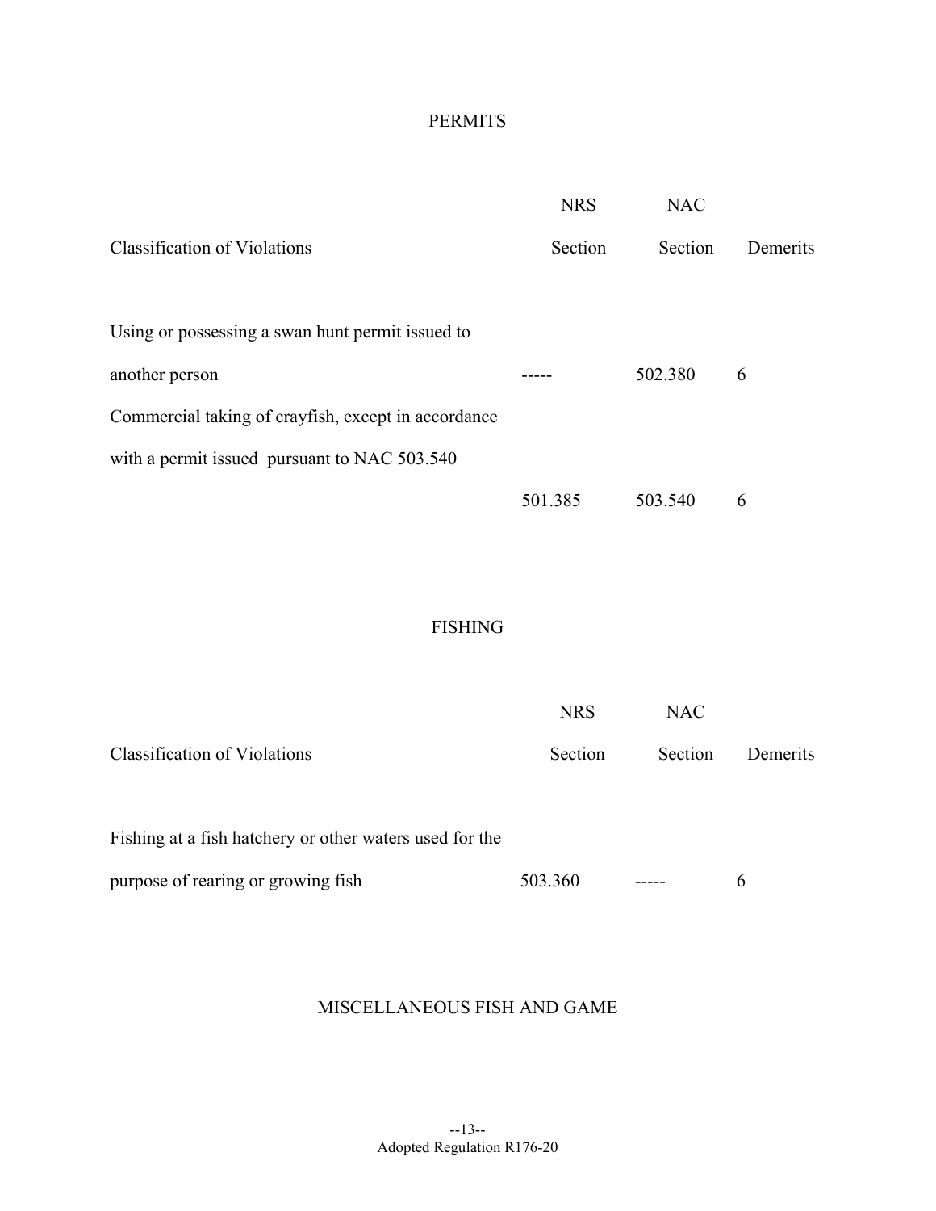## PERMITS

| Classification of Violations | NRS Section | NAC Section | Demerits |
|---|---|---|---|
| Using or possessing a swan hunt permit issued to another person | ----- | 502.380 | 6 |
| Commercial taking of crayfish, except in accordance with a permit issued pursuant to NAC 503.540 | 501.385 | 503.540 | 6 |

## FISHING

| Classification of Violations | NRS Section | NAC Section | Demerits |
|---|---|---|---|
| Fishing at a fish hatchery or other waters used for the purpose of rearing or growing fish | 503.360 | ----- | 6 |

## MISCELLANEOUS FISH AND GAME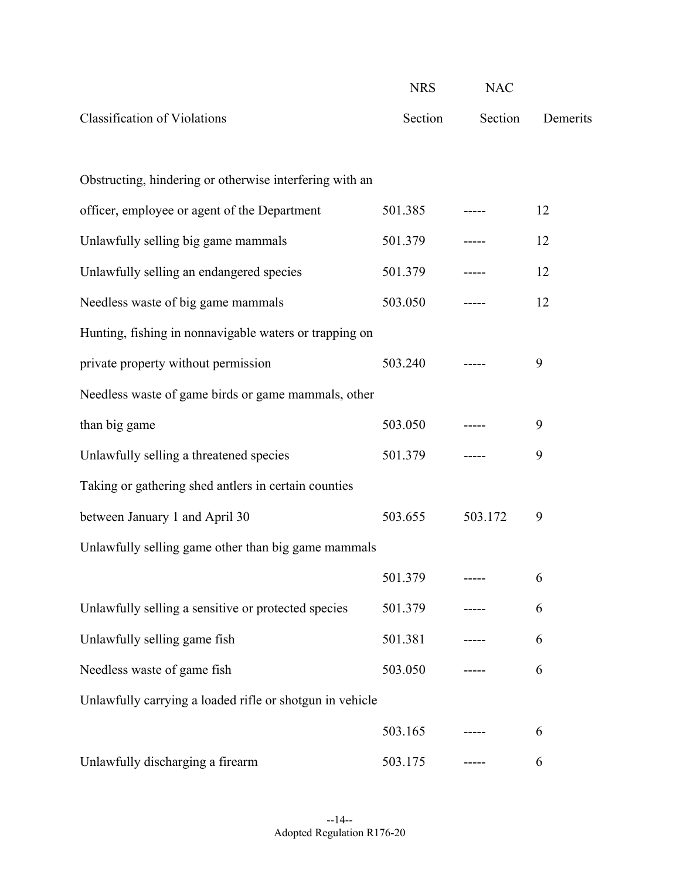| Classification of Violations | NRS Section | NAC Section | Demerits |
|---|---|---|---|
| Obstructing, hindering or otherwise interfering with an officer, employee or agent of the Department | 501.385 | ----- | 12 |
| Unlawfully selling big game mammals | 501.379 | ----- | 12 |
| Unlawfully selling an endangered species | 501.379 | ----- | 12 |
| Needless waste of big game mammals | 503.050 | ----- | 12 |
| Hunting, fishing in nonnavigable waters or trapping on private property without permission | 503.240 | ----- | 9 |
| Needless waste of game birds or game mammals, other than big game | 503.050 | ----- | 9 |
| Unlawfully selling a threatened species | 501.379 | ----- | 9 |
| Taking or gathering shed antlers in certain counties between January 1 and April 30 | 503.655 | 503.172 | 9 |
| Unlawfully selling game other than big game mammals | 501.379 | ----- | 6 |
| Unlawfully selling a sensitive or protected species | 501.379 | ----- | 6 |
| Unlawfully selling game fish | 501.381 | ----- | 6 |
| Needless waste of game fish | 503.050 | ----- | 6 |
| Unlawfully carrying a loaded rifle or shotgun in vehicle | 503.165 | ----- | 6 |
| Unlawfully discharging a firearm | 503.175 | ----- | 6 |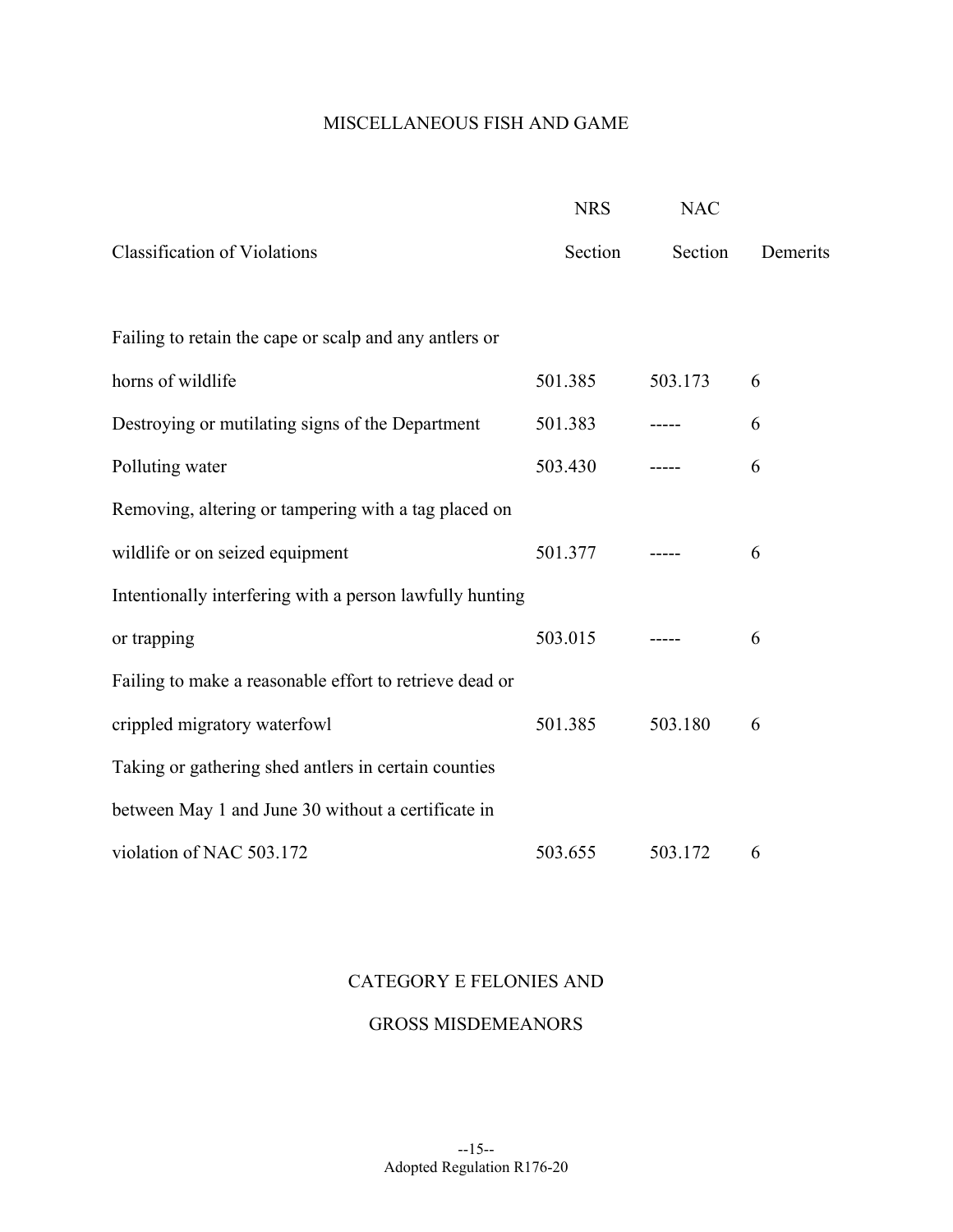## MISCELLANEOUS FISH AND GAME

| Classification of Violations | NRS Section | NAC Section | Demerits |
|---|---|---|---|
| Failing to retain the cape or scalp and any antlers or horns of wildlife | 501.385 | 503.173 | 6 |
| Destroying or mutilating signs of the Department | 501.383 | ----- | 6 |
| Polluting water | 503.430 | ----- | 6 |
| Removing, altering or tampering with a tag placed on wildlife or on seized equipment | 501.377 | ----- | 6 |
| Intentionally interfering with a person lawfully hunting or trapping | 503.015 | ----- | 6 |
| Failing to make a reasonable effort to retrieve dead or crippled migratory waterfowl | 501.385 | 503.180 | 6 |
| Taking or gathering shed antlers in certain counties between May 1 and June 30 without a certificate in violation of NAC 503.172 | 503.655 | 503.172 | 6 |

## CATEGORY E FELONIES AND GROSS MISDEMEANORS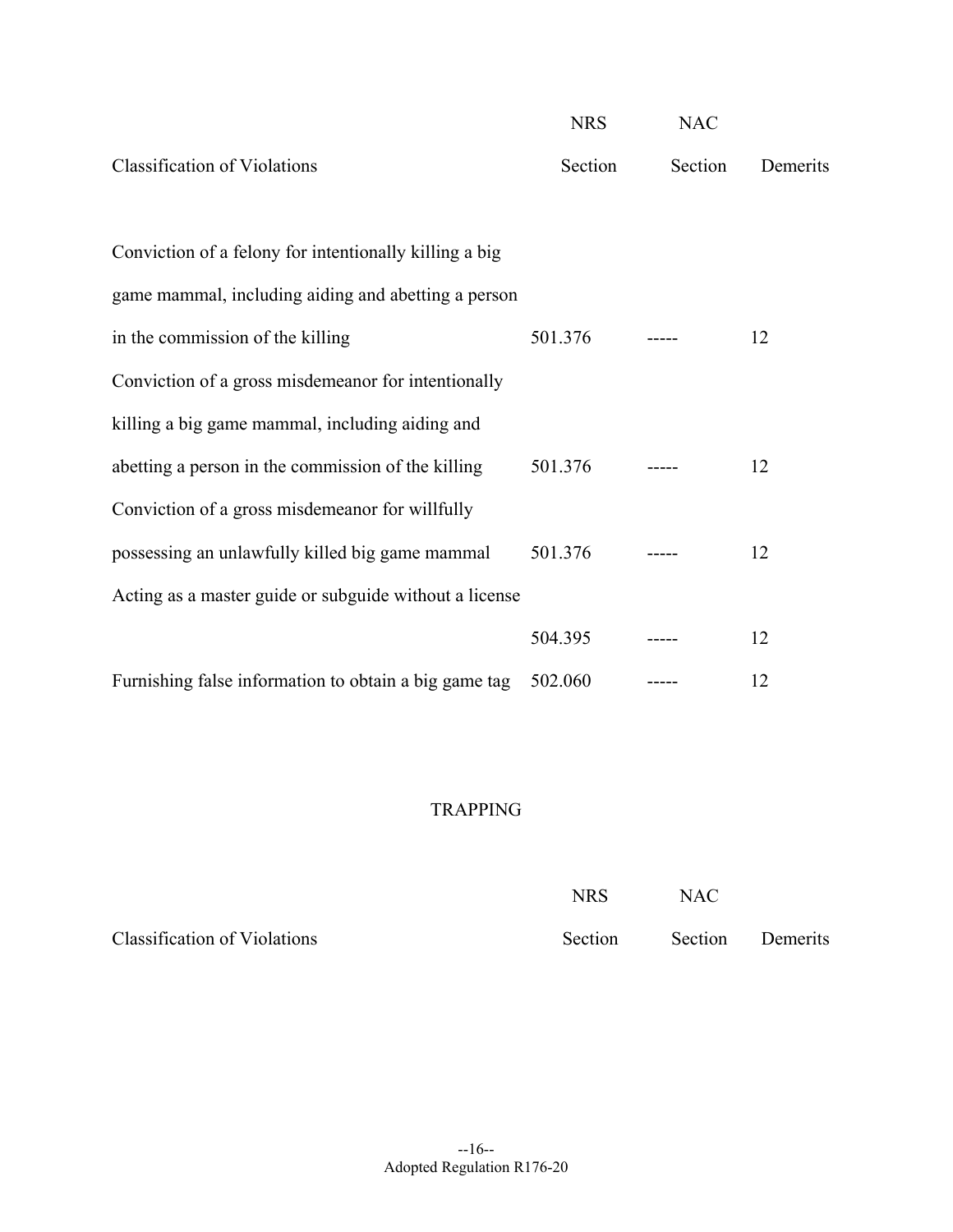| Classification of Violations | NRS Section | NAC Section | Demerits |
|---|---|---|---|
| Conviction of a felony for intentionally killing a big game mammal, including aiding and abetting a person in the commission of the killing | 501.376 | ----- | 12 |
| Conviction of a gross misdemeanor for intentionally killing a big game mammal, including aiding and abetting a person in the commission of the killing | 501.376 | ----- | 12 |
| Conviction of a gross misdemeanor for willfully possessing an unlawfully killed big game mammal | 501.376 | ----- | 12 |
| Acting as a master guide or subguide without a license | 504.395 | ----- | 12 |
| Furnishing false information to obtain a big game tag | 502.060 | ----- | 12 |

TRAPPING

| Classification of Violations | NRS Section | NAC Section | Demerits |
|---|---|---|---|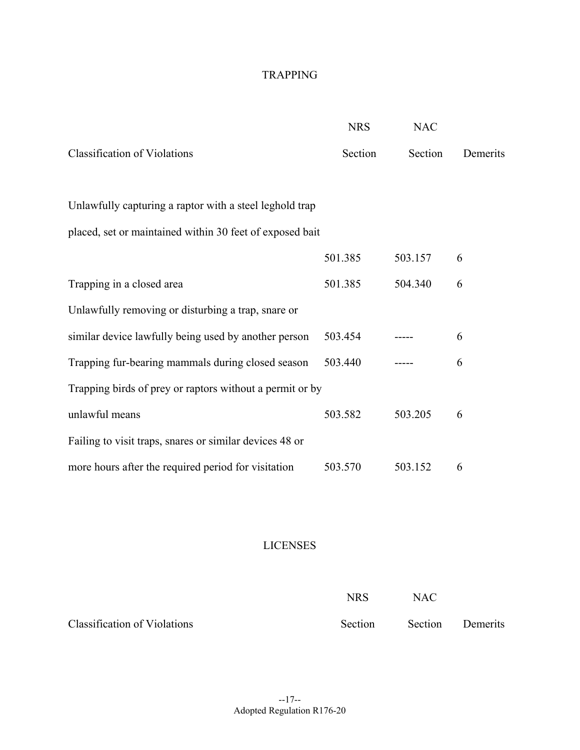## TRAPPING

| Classification of Violations | NRS Section | NAC Section | Demerits |
|---|---|---|---|
| Unlawfully capturing a raptor with a steel leghold trap placed, set or maintained within 30 feet of exposed bait | 501.385 | 503.157 | 6 |
| Trapping in a closed area | 501.385 | 504.340 | 6 |
| Unlawfully removing or disturbing a trap, snare or similar device lawfully being used by another person | 503.454 | ----- | 6 |
| Trapping fur-bearing mammals during closed season | 503.440 | ----- | 6 |
| Trapping birds of prey or raptors without a permit or by unlawful means | 503.582 | 503.205 | 6 |
| Failing to visit traps, snares or similar devices 48 or more hours after the required period for visitation | 503.570 | 503.152 | 6 |

## LICENSES

| Classification of Violations | NRS Section | NAC Section | Demerits |
|---|---|---|---|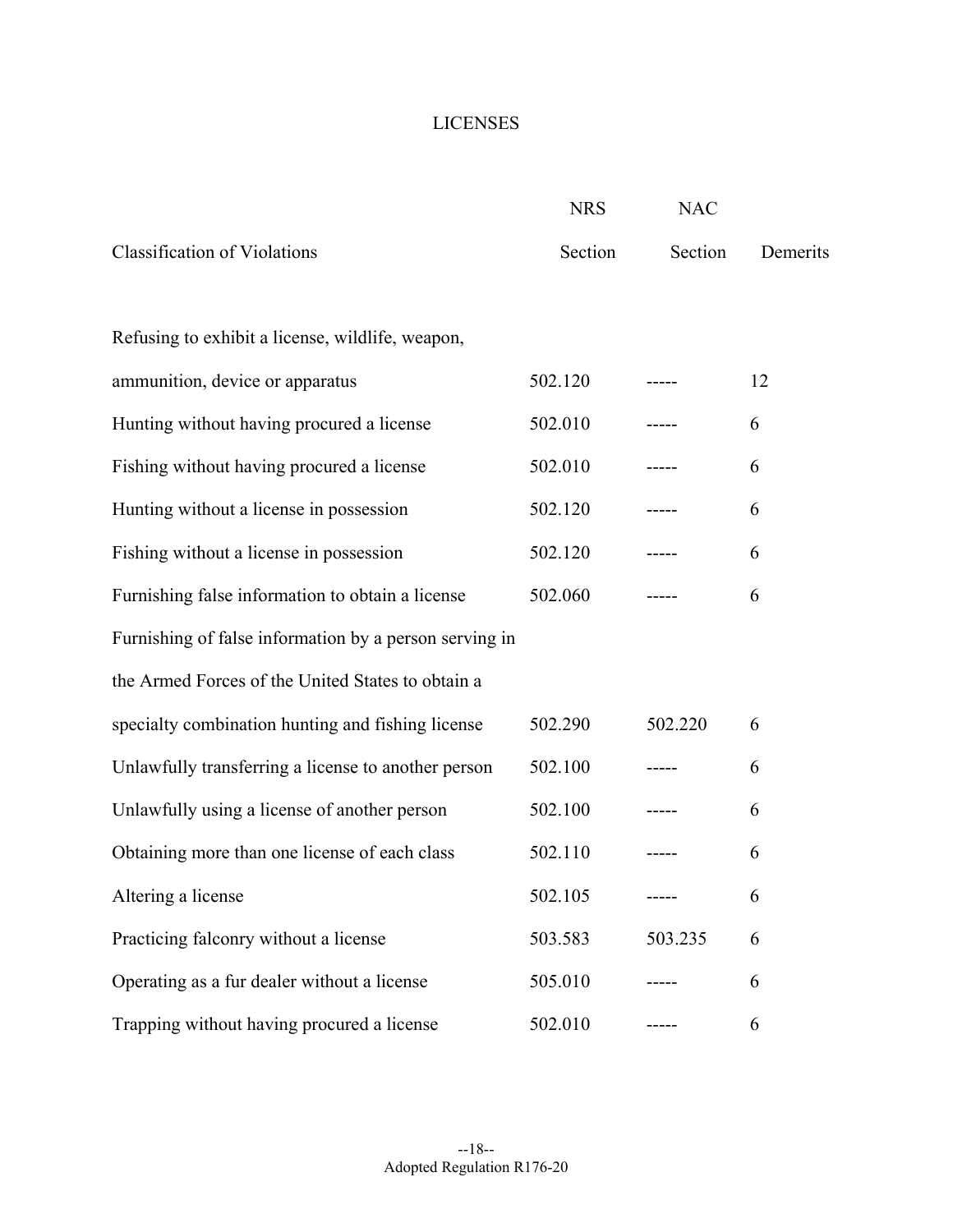# LICENSES

| Classification of Violations | NRS Section | NAC Section | Demerits |
|---|---|---|---|
| Refusing to exhibit a license, wildlife, weapon, ammunition, device or apparatus | 502.120 | ----- | 12 |
| Hunting without having procured a license | 502.010 | ----- | 6 |
| Fishing without having procured a license | 502.010 | ----- | 6 |
| Hunting without a license in possession | 502.120 | ----- | 6 |
| Fishing without a license in possession | 502.120 | ----- | 6 |
| Furnishing false information to obtain a license | 502.060 | ----- | 6 |
| Furnishing of false information by a person serving in the Armed Forces of the United States to obtain a specialty combination hunting and fishing license | 502.290 | 502.220 | 6 |
| Unlawfully transferring a license to another person | 502.100 | ----- | 6 |
| Unlawfully using a license of another person | 502.100 | ----- | 6 |
| Obtaining more than one license of each class | 502.110 | ----- | 6 |
| Altering a license | 502.105 | ----- | 6 |
| Practicing falconry without a license | 503.583 | 503.235 | 6 |
| Operating as a fur dealer without a license | 505.010 | ----- | 6 |
| Trapping without having procured a license | 502.010 | ----- | 6 |

--18--
Adopted Regulation R176-20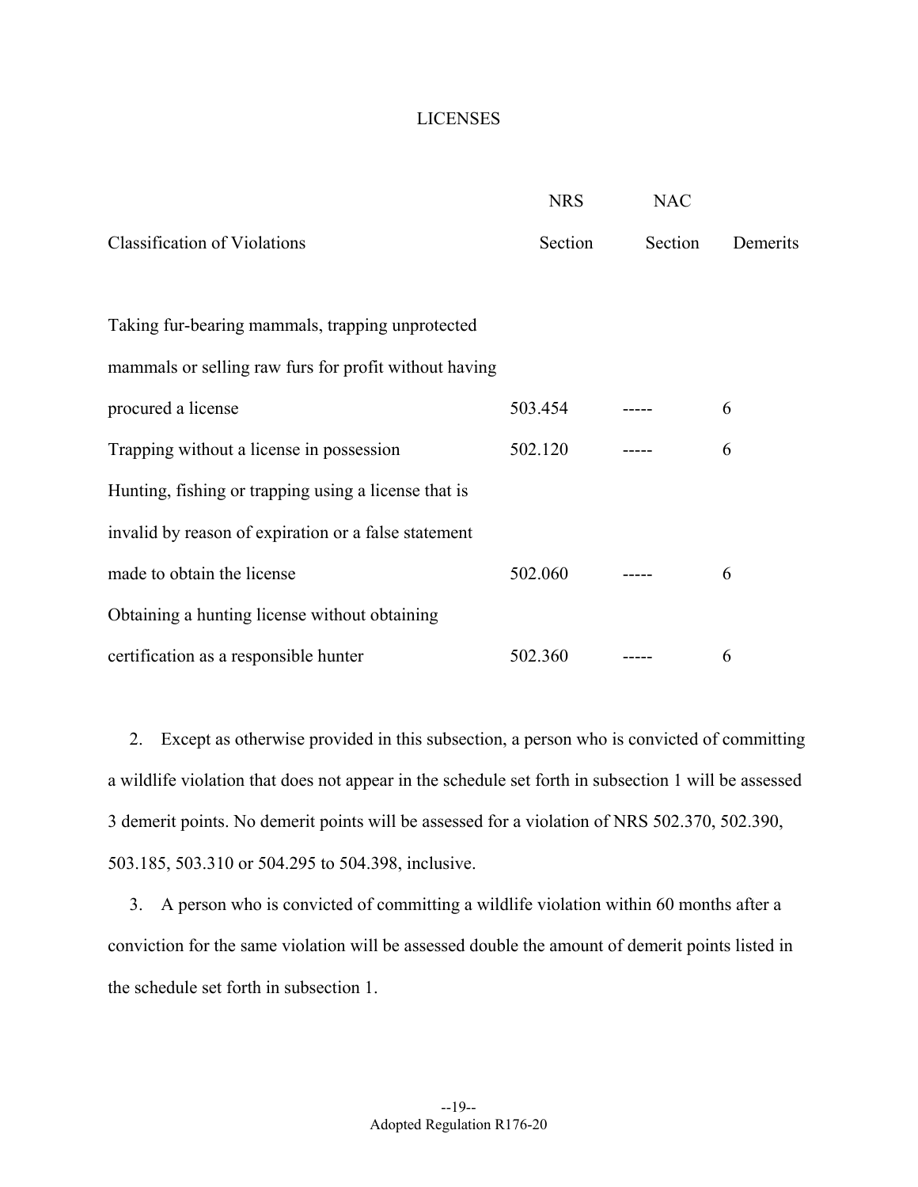LICENSES

| Classification of Violations | NRS Section | NAC Section | Demerits |
|---|---|---|---|
| Taking fur-bearing mammals, trapping unprotected mammals or selling raw furs for profit without having procured a license | 503.454 | ----- | 6 |
| Trapping without a license in possession | 502.120 | ----- | 6 |
| Hunting, fishing or trapping using a license that is invalid by reason of expiration or a false statement made to obtain the license | 502.060 | ----- | 6 |
| Obtaining a hunting license without obtaining certification as a responsible hunter | 502.360 | ----- | 6 |

2. Except as otherwise provided in this subsection, a person who is convicted of committing a wildlife violation that does not appear in the schedule set forth in subsection 1 will be assessed 3 demerit points. No demerit points will be assessed for a violation of NRS 502.370, 502.390, 503.185, 503.310 or 504.295 to 504.398, inclusive.

3. A person who is convicted of committing a wildlife violation within 60 months after a conviction for the same violation will be assessed double the amount of demerit points listed in the schedule set forth in subsection 1.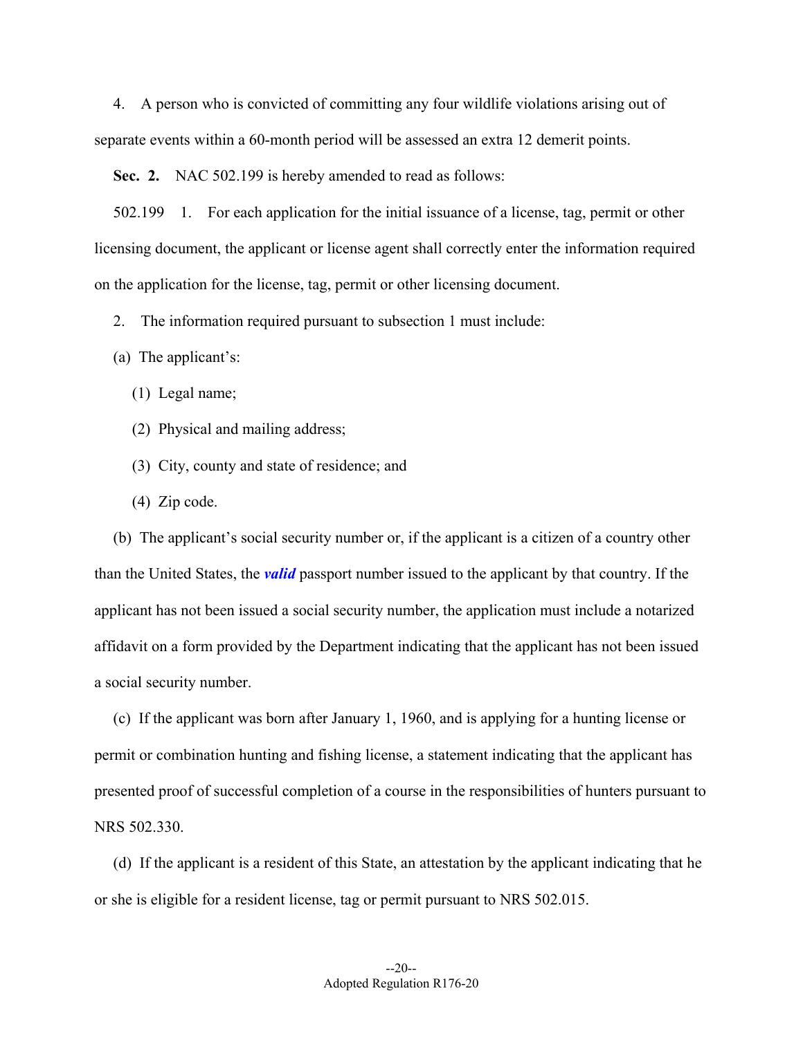4. A person who is convicted of committing any four wildlife violations arising out of separate events within a 60-month period will be assessed an extra 12 demerit points.

**Sec. 2.** NAC 502.199 is hereby amended to read as follows:

502.199 1. For each application for the initial issuance of a license, tag, permit or other licensing document, the applicant or license agent shall correctly enter the information required on the application for the license, tag, permit or other licensing document.

2. The information required pursuant to subsection 1 must include:

(a) The applicant's:

(1) Legal name;

(2) Physical and mailing address;

(3) City, county and state of residence; and

(4) Zip code.

(b) The applicant's social security number or, if the applicant is a citizen of a country other than the United States, the ***valid*** passport number issued to the applicant by that country. If the applicant has not been issued a social security number, the application must include a notarized affidavit on a form provided by the Department indicating that the applicant has not been issued a social security number.

(c) If the applicant was born after January 1, 1960, and is applying for a hunting license or permit or combination hunting and fishing license, a statement indicating that the applicant has presented proof of successful completion of a course in the responsibilities of hunters pursuant to NRS 502.330.

(d) If the applicant is a resident of this State, an attestation by the applicant indicating that he or she is eligible for a resident license, tag or permit pursuant to NRS 502.015.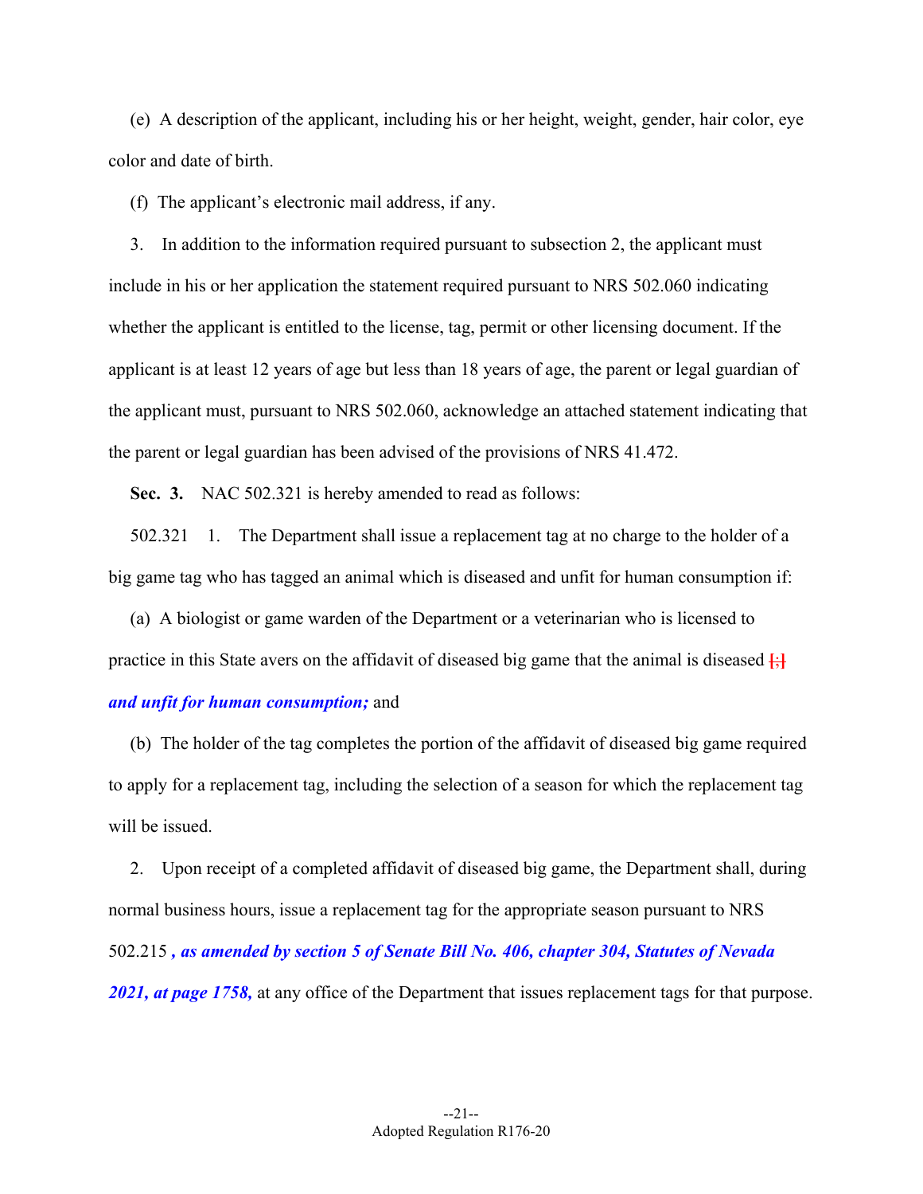(e) A description of the applicant, including his or her height, weight, gender, hair color, eye color and date of birth.

(f) The applicant's electronic mail address, if any.

3. In addition to the information required pursuant to subsection 2, the applicant must include in his or her application the statement required pursuant to NRS 502.060 indicating whether the applicant is entitled to the license, tag, permit or other licensing document. If the applicant is at least 12 years of age but less than 18 years of age, the parent or legal guardian of the applicant must, pursuant to NRS 502.060, acknowledge an attached statement indicating that the parent or legal guardian has been advised of the provisions of NRS 41.472.

**Sec. 3.** NAC 502.321 is hereby amended to read as follows:

502.321 1. The Department shall issue a replacement tag at no charge to the holder of a big game tag who has tagged an animal which is diseased and unfit for human consumption if:

(a) A biologist or game warden of the Department or a veterinarian who is licensed to practice in this State avers on the affidavit of diseased big game that the animal is diseased [;] ***and unfit for human consumption;*** and

(b) The holder of the tag completes the portion of the affidavit of diseased big game required to apply for a replacement tag, including the selection of a season for which the replacement tag will be issued.

2. Upon receipt of a completed affidavit of diseased big game, the Department shall, during normal business hours, issue a replacement tag for the appropriate season pursuant to NRS 502.215 ***, as amended by section 5 of Senate Bill No. 406, chapter 304, Statutes of Nevada 2021, at page 1758,*** at any office of the Department that issues replacement tags for that purpose.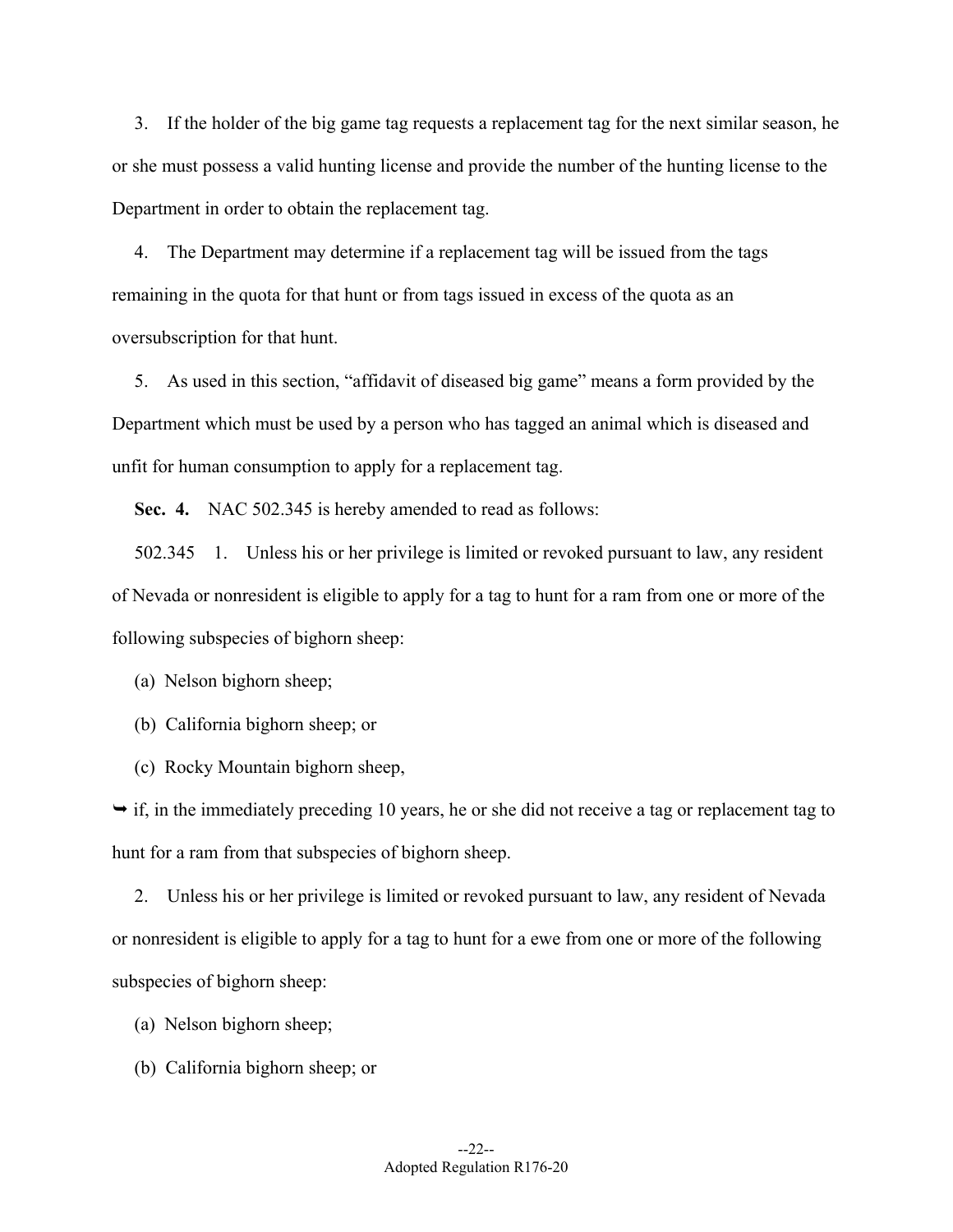3. If the holder of the big game tag requests a replacement tag for the next similar season, he or she must possess a valid hunting license and provide the number of the hunting license to the Department in order to obtain the replacement tag.

4. The Department may determine if a replacement tag will be issued from the tags remaining in the quota for that hunt or from tags issued in excess of the quota as an oversubscription for that hunt.

5. As used in this section, "affidavit of diseased big game" means a form provided by the Department which must be used by a person who has tagged an animal which is diseased and unfit for human consumption to apply for a replacement tag.

**Sec. 4.** NAC 502.345 is hereby amended to read as follows:

502.345 1. Unless his or her privilege is limited or revoked pursuant to law, any resident of Nevada or nonresident is eligible to apply for a tag to hunt for a ram from one or more of the following subspecies of bighorn sheep:

(a) Nelson bighorn sheep;

(b) California bighorn sheep; or

(c) Rocky Mountain bighorn sheep,

➥ if, in the immediately preceding 10 years, he or she did not receive a tag or replacement tag to hunt for a ram from that subspecies of bighorn sheep.

2. Unless his or her privilege is limited or revoked pursuant to law, any resident of Nevada or nonresident is eligible to apply for a tag to hunt for a ewe from one or more of the following subspecies of bighorn sheep:

(a) Nelson bighorn sheep;

(b) California bighorn sheep; or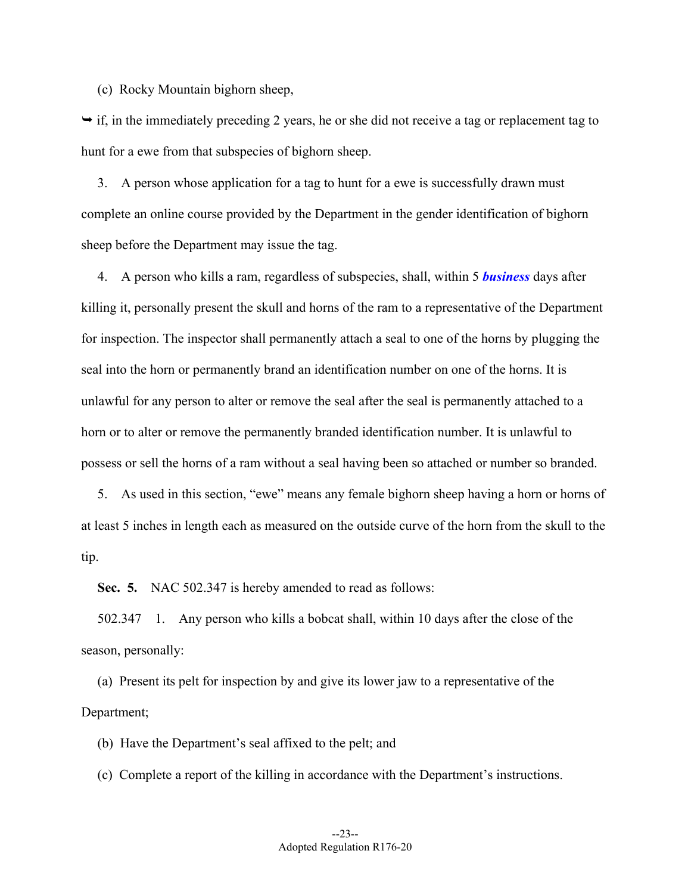(c) Rocky Mountain bighorn sheep,

➥ if, in the immediately preceding 2 years, he or she did not receive a tag or replacement tag to hunt for a ewe from that subspecies of bighorn sheep.

3. A person whose application for a tag to hunt for a ewe is successfully drawn must complete an online course provided by the Department in the gender identification of bighorn sheep before the Department may issue the tag.

4. A person who kills a ram, regardless of subspecies, shall, within 5 ***business*** days after killing it, personally present the skull and horns of the ram to a representative of the Department for inspection. The inspector shall permanently attach a seal to one of the horns by plugging the seal into the horn or permanently brand an identification number on one of the horns. It is unlawful for any person to alter or remove the seal after the seal is permanently attached to a horn or to alter or remove the permanently branded identification number. It is unlawful to possess or sell the horns of a ram without a seal having been so attached or number so branded.

5. As used in this section, "ewe" means any female bighorn sheep having a horn or horns of at least 5 inches in length each as measured on the outside curve of the horn from the skull to the tip.

**Sec. 5.** NAC 502.347 is hereby amended to read as follows:

502.347 1. Any person who kills a bobcat shall, within 10 days after the close of the season, personally:

(a) Present its pelt for inspection by and give its lower jaw to a representative of the Department;

(b) Have the Department's seal affixed to the pelt; and

(c) Complete a report of the killing in accordance with the Department's instructions.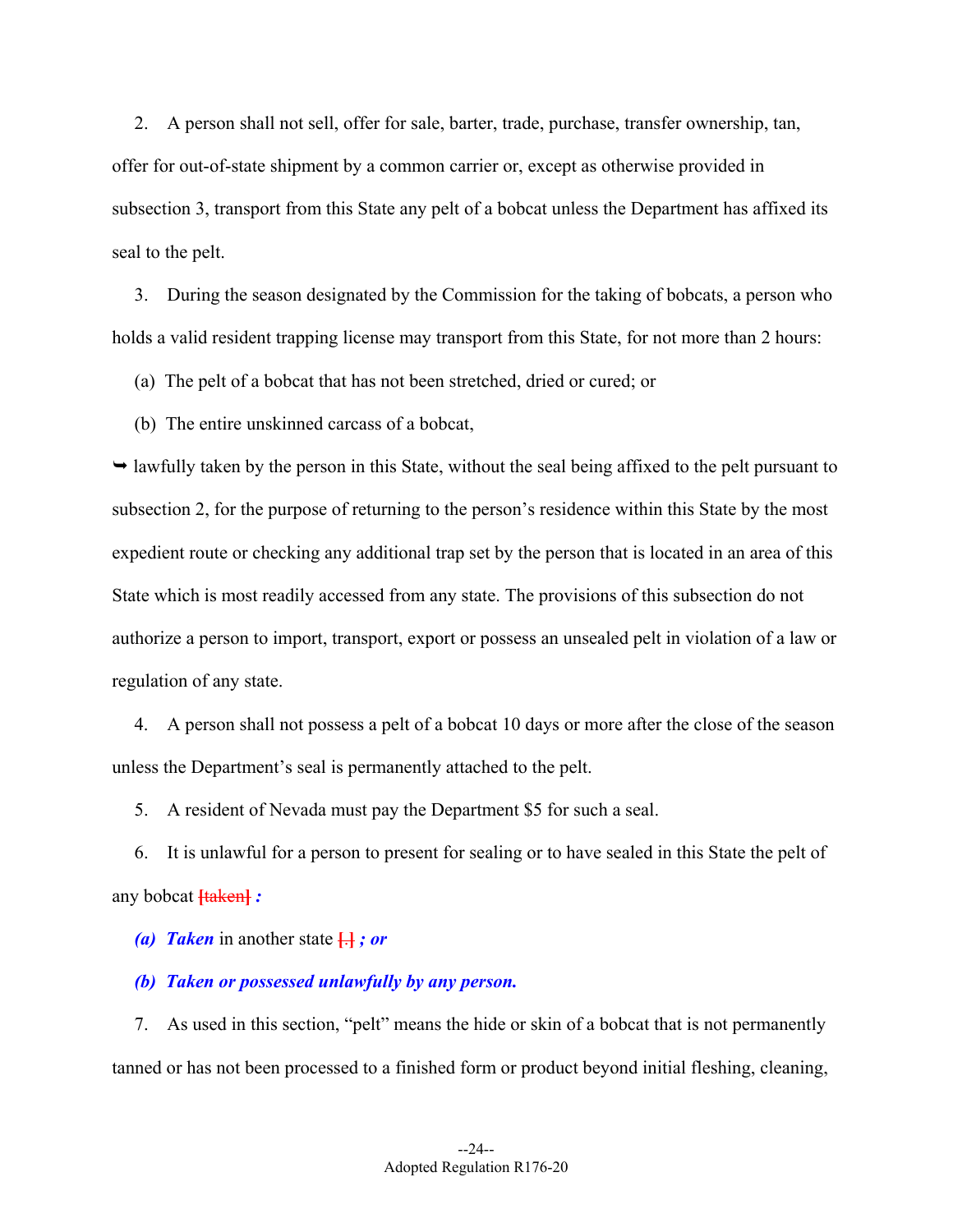2. A person shall not sell, offer for sale, barter, trade, purchase, transfer ownership, tan, offer for out-of-state shipment by a common carrier or, except as otherwise provided in subsection 3, transport from this State any pelt of a bobcat unless the Department has affixed its seal to the pelt.

3. During the season designated by the Commission for the taking of bobcats, a person who holds a valid resident trapping license may transport from this State, for not more than 2 hours:

(a) The pelt of a bobcat that has not been stretched, dried or cured; or

(b) The entire unskinned carcass of a bobcat,

➥ lawfully taken by the person in this State, without the seal being affixed to the pelt pursuant to subsection 2, for the purpose of returning to the person's residence within this State by the most expedient route or checking any additional trap set by the person that is located in an area of this State which is most readily accessed from any state. The provisions of this subsection do not authorize a person to import, transport, export or possess an unsealed pelt in violation of a law or regulation of any state.

4. A person shall not possess a pelt of a bobcat 10 days or more after the close of the season unless the Department's seal is permanently attached to the pelt.

5. A resident of Nevada must pay the Department $5 for such a seal.

6. It is unlawful for a person to present for sealing or to have sealed in this State the pelt of any bobcat [taken] ***:***

***(a) Taken*** in another state [.] ***; or***

***(b) Taken or possessed unlawfully by any person.***

7. As used in this section, "pelt" means the hide or skin of a bobcat that is not permanently tanned or has not been processed to a finished form or product beyond initial fleshing, cleaning,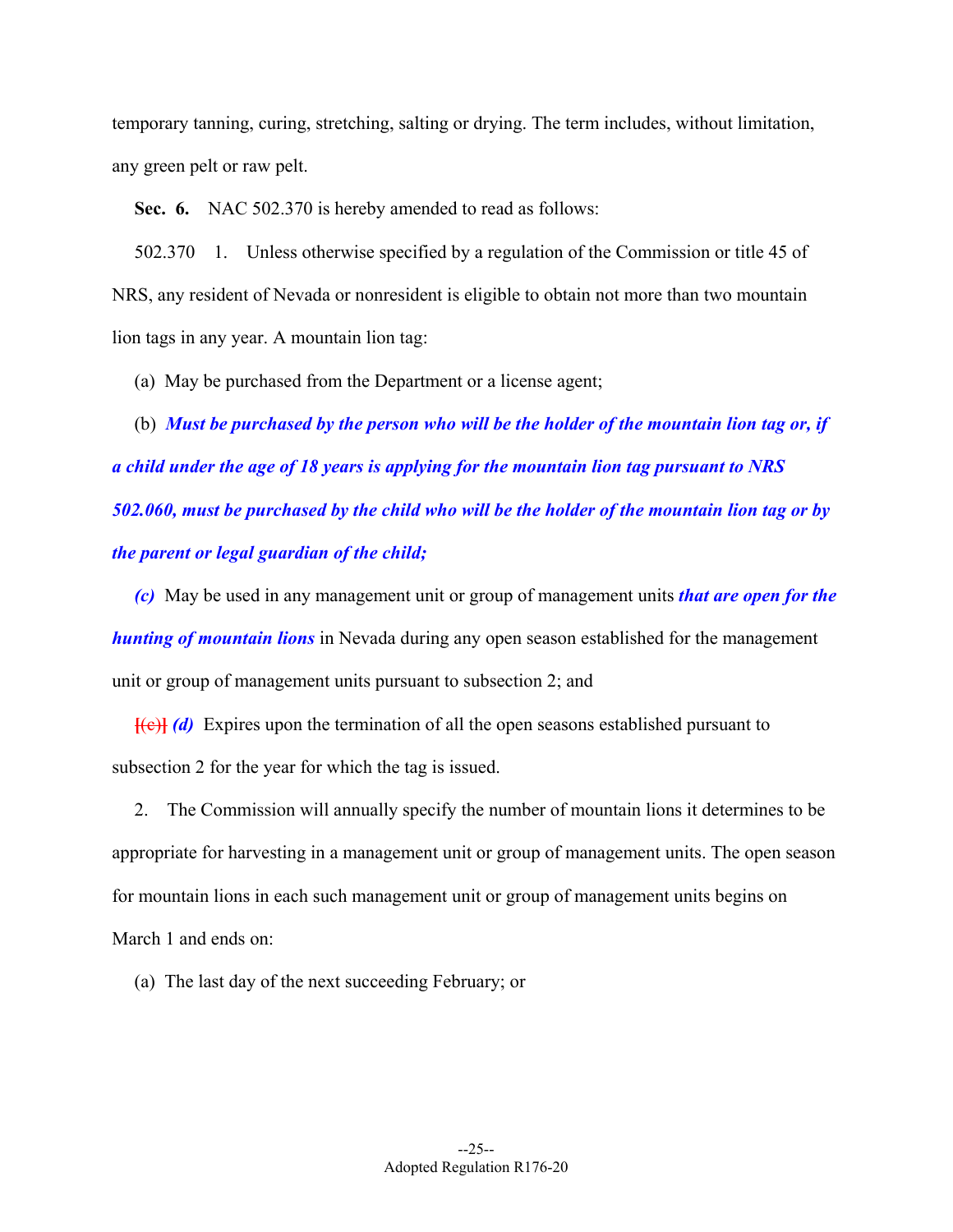temporary tanning, curing, stretching, salting or drying. The term includes, without limitation, any green pelt or raw pelt.

**Sec. 6.** NAC 502.370 is hereby amended to read as follows:

502.370 1. Unless otherwise specified by a regulation of the Commission or title 45 of NRS, any resident of Nevada or nonresident is eligible to obtain not more than two mountain lion tags in any year. A mountain lion tag:

(a) May be purchased from the Department or a license agent;

(b) ***Must be purchased by the person who will be the holder of the mountain lion tag or, if a child under the age of 18 years is applying for the mountain lion tag pursuant to NRS 502.060, must be purchased by the child who will be the holder of the mountain lion tag or by the parent or legal guardian of the child;***

***(c)*** May be used in any management unit or group of management units ***that are open for the hunting of mountain lions*** in Nevada during any open season established for the management unit or group of management units pursuant to subsection 2; and

~~[(c)]~~ ***(d)*** Expires upon the termination of all the open seasons established pursuant to subsection 2 for the year for which the tag is issued.

2. The Commission will annually specify the number of mountain lions it determines to be appropriate for harvesting in a management unit or group of management units. The open season for mountain lions in each such management unit or group of management units begins on March 1 and ends on:

(a) The last day of the next succeeding February; or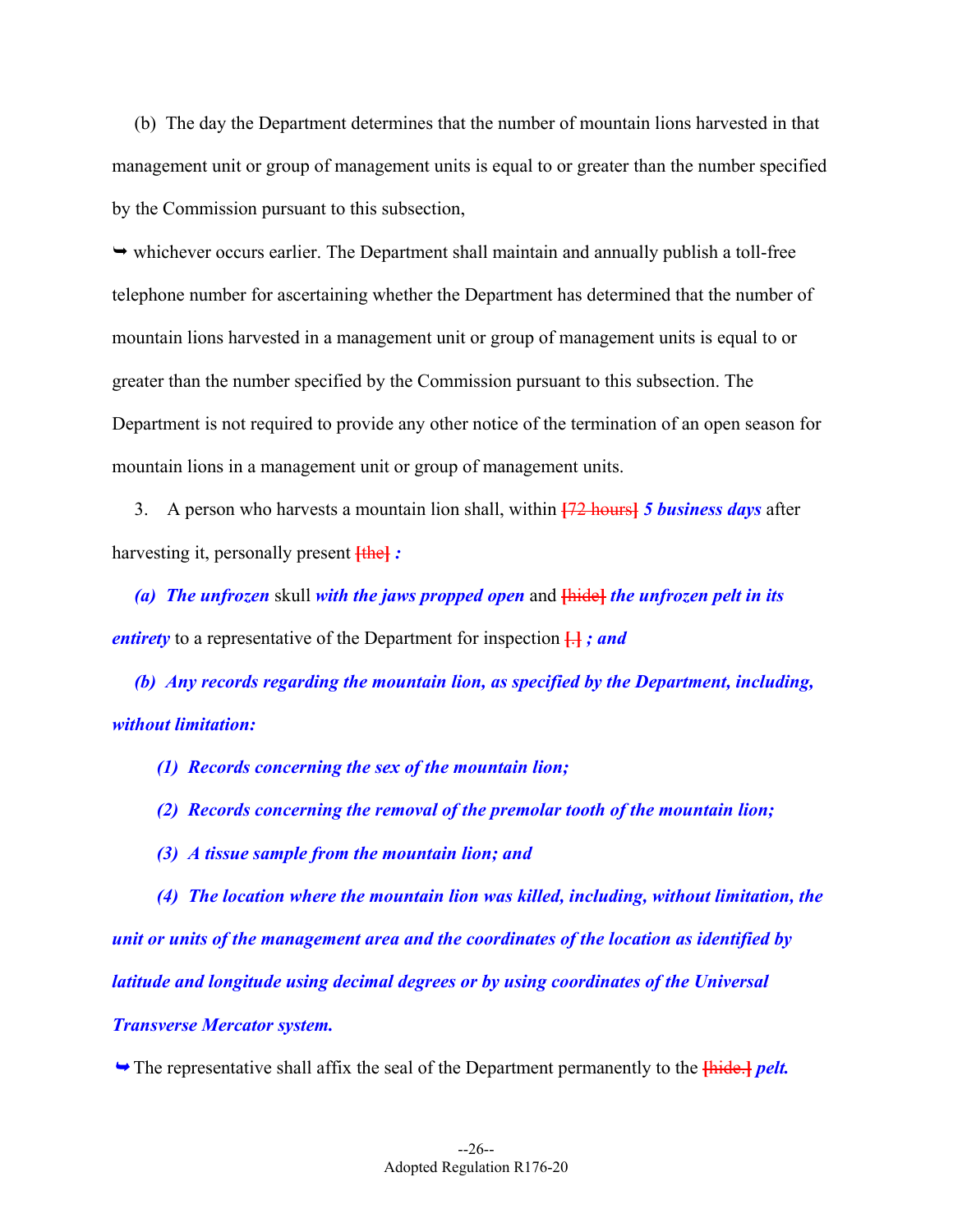(b) The day the Department determines that the number of mountain lions harvested in that management unit or group of management units is equal to or greater than the number specified by the Commission pursuant to this subsection,

➥ whichever occurs earlier. The Department shall maintain and annually publish a toll-free telephone number for ascertaining whether the Department has determined that the number of mountain lions harvested in a management unit or group of management units is equal to or greater than the number specified by the Commission pursuant to this subsection. The Department is not required to provide any other notice of the termination of an open season for mountain lions in a management unit or group of management units.

3. A person who harvests a mountain lion shall, within [72 hours] ***5 business days*** after harvesting it, personally present [the] ***:***

***(a) The unfrozen*** skull ***with the jaws propped open*** and [hide] ***the unfrozen pelt in its entirety*** to a representative of the Department for inspection [.] ***; and***

***(b) Any records regarding the mountain lion, as specified by the Department, including, without limitation:***

***(1) Records concerning the sex of the mountain lion;***

***(2) Records concerning the removal of the premolar tooth of the mountain lion;***

***(3) A tissue sample from the mountain lion; and***

***(4) The location where the mountain lion was killed, including, without limitation, the unit or units of the management area and the coordinates of the location as identified by latitude and longitude using decimal degrees or by using coordinates of the Universal Transverse Mercator system.***

➥ The representative shall affix the seal of the Department permanently to the [hide.] ***pelt.***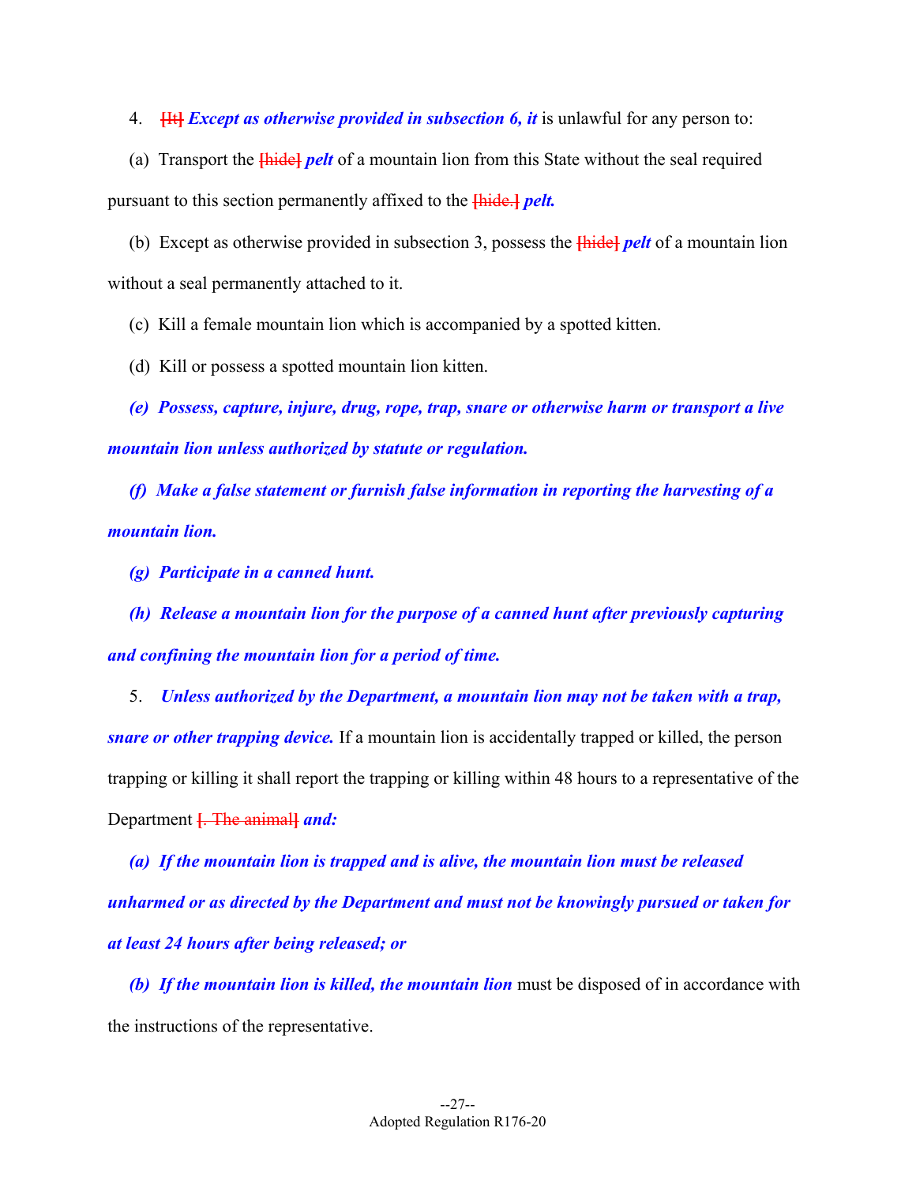4. ~~[It]~~ ***Except as otherwise provided in subsection 6, it*** is unlawful for any person to:

(a) Transport the ~~[hide]~~ ***pelt*** of a mountain lion from this State without the seal required pursuant to this section permanently affixed to the ~~[hide.]~~ ***pelt.***

(b) Except as otherwise provided in subsection 3, possess the ~~[hide]~~ ***pelt*** of a mountain lion without a seal permanently attached to it.

(c) Kill a female mountain lion which is accompanied by a spotted kitten.

(d) Kill or possess a spotted mountain lion kitten.

***(e) Possess, capture, injure, drug, rope, trap, snare or otherwise harm or transport a live mountain lion unless authorized by statute or regulation.***

***(f) Make a false statement or furnish false information in reporting the harvesting of a mountain lion.***

***(g) Participate in a canned hunt.***

***(h) Release a mountain lion for the purpose of a canned hunt after previously capturing and confining the mountain lion for a period of time.***

5. ***Unless authorized by the Department, a mountain lion may not be taken with a trap, snare or other trapping device.*** If a mountain lion is accidentally trapped or killed, the person trapping or killing it shall report the trapping or killing within 48 hours to a representative of the Department ~~[. The animal]~~ ***and:***

***(a) If the mountain lion is trapped and is alive, the mountain lion must be released unharmed or as directed by the Department and must not be knowingly pursued or taken for at least 24 hours after being released; or***

***(b) If the mountain lion is killed, the mountain lion*** must be disposed of in accordance with the instructions of the representative.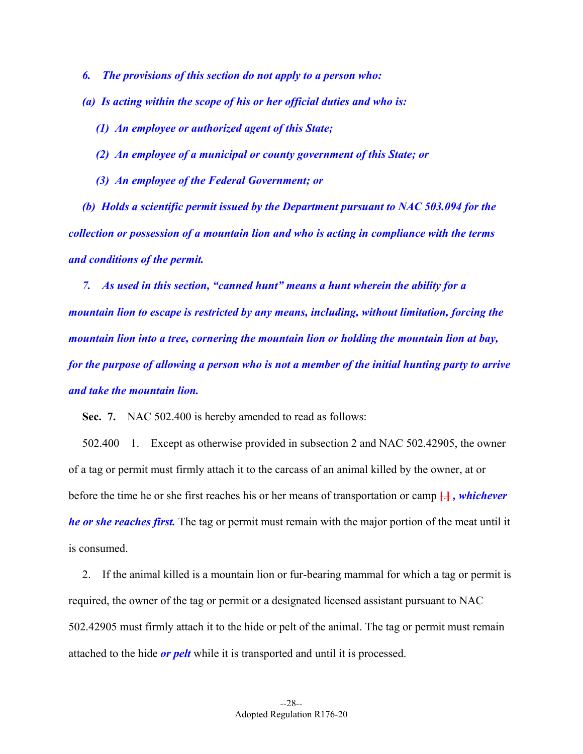*6. The provisions of this section do not apply to a person who:*

*(a) Is acting within the scope of his or her official duties and who is:*

*(1) An employee or authorized agent of this State;*

*(2) An employee of a municipal or county government of this State; or*

*(3) An employee of the Federal Government; or*

*(b) Holds a scientific permit issued by the Department pursuant to NAC 503.094 for the collection or possession of a mountain lion and who is acting in compliance with the terms and conditions of the permit.*

*7. As used in this section, "canned hunt" means a hunt wherein the ability for a mountain lion to escape is restricted by any means, including, without limitation, forcing the mountain lion into a tree, cornering the mountain lion or holding the mountain lion at bay, for the purpose of allowing a person who is not a member of the initial hunting party to arrive and take the mountain lion.*

**Sec. 7.** NAC 502.400 is hereby amended to read as follows:

502.400 1. Except as otherwise provided in subsection 2 and NAC 502.42905, the owner of a tag or permit must firmly attach it to the carcass of an animal killed by the owner, at or before the time he or she first reaches his or her means of transportation or camp **[.]** *, whichever he or she reaches first.* The tag or permit must remain with the major portion of the meat until it is consumed.

2. If the animal killed is a mountain lion or fur-bearing mammal for which a tag or permit is required, the owner of the tag or permit or a designated licensed assistant pursuant to NAC 502.42905 must firmly attach it to the hide or pelt of the animal. The tag or permit must remain attached to the hide *or pelt* while it is transported and until it is processed.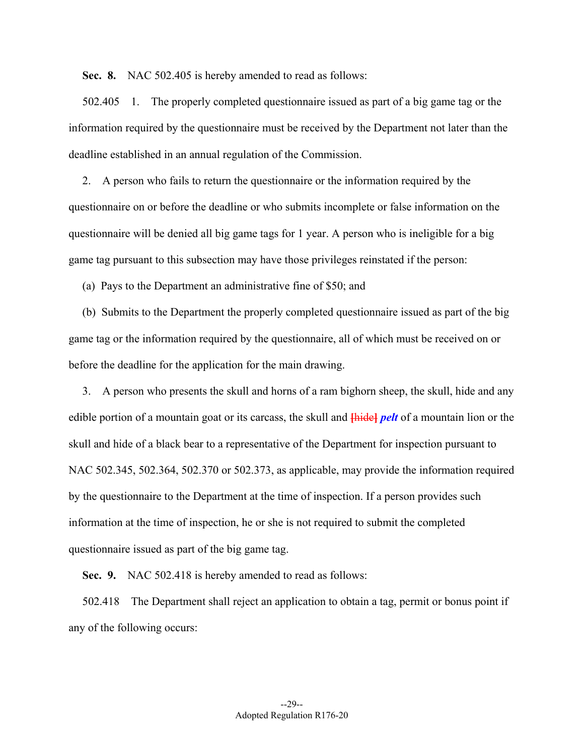**Sec. 8.** NAC 502.405 is hereby amended to read as follows:

502.405 1. The properly completed questionnaire issued as part of a big game tag or the information required by the questionnaire must be received by the Department not later than the deadline established in an annual regulation of the Commission.

2. A person who fails to return the questionnaire or the information required by the questionnaire on or before the deadline or who submits incomplete or false information on the questionnaire will be denied all big game tags for 1 year. A person who is ineligible for a big game tag pursuant to this subsection may have those privileges reinstated if the person:

(a) Pays to the Department an administrative fine of $50; and

(b) Submits to the Department the properly completed questionnaire issued as part of the big game tag or the information required by the questionnaire, all of which must be received on or before the deadline for the application for the main drawing.

3. A person who presents the skull and horns of a ram bighorn sheep, the skull, hide and any edible portion of a mountain goat or its carcass, the skull and ~~[hide]~~ ***pelt*** of a mountain lion or the skull and hide of a black bear to a representative of the Department for inspection pursuant to NAC 502.345, 502.364, 502.370 or 502.373, as applicable, may provide the information required by the questionnaire to the Department at the time of inspection. If a person provides such information at the time of inspection, he or she is not required to submit the completed questionnaire issued as part of the big game tag.

**Sec. 9.** NAC 502.418 is hereby amended to read as follows:

502.418 The Department shall reject an application to obtain a tag, permit or bonus point if any of the following occurs: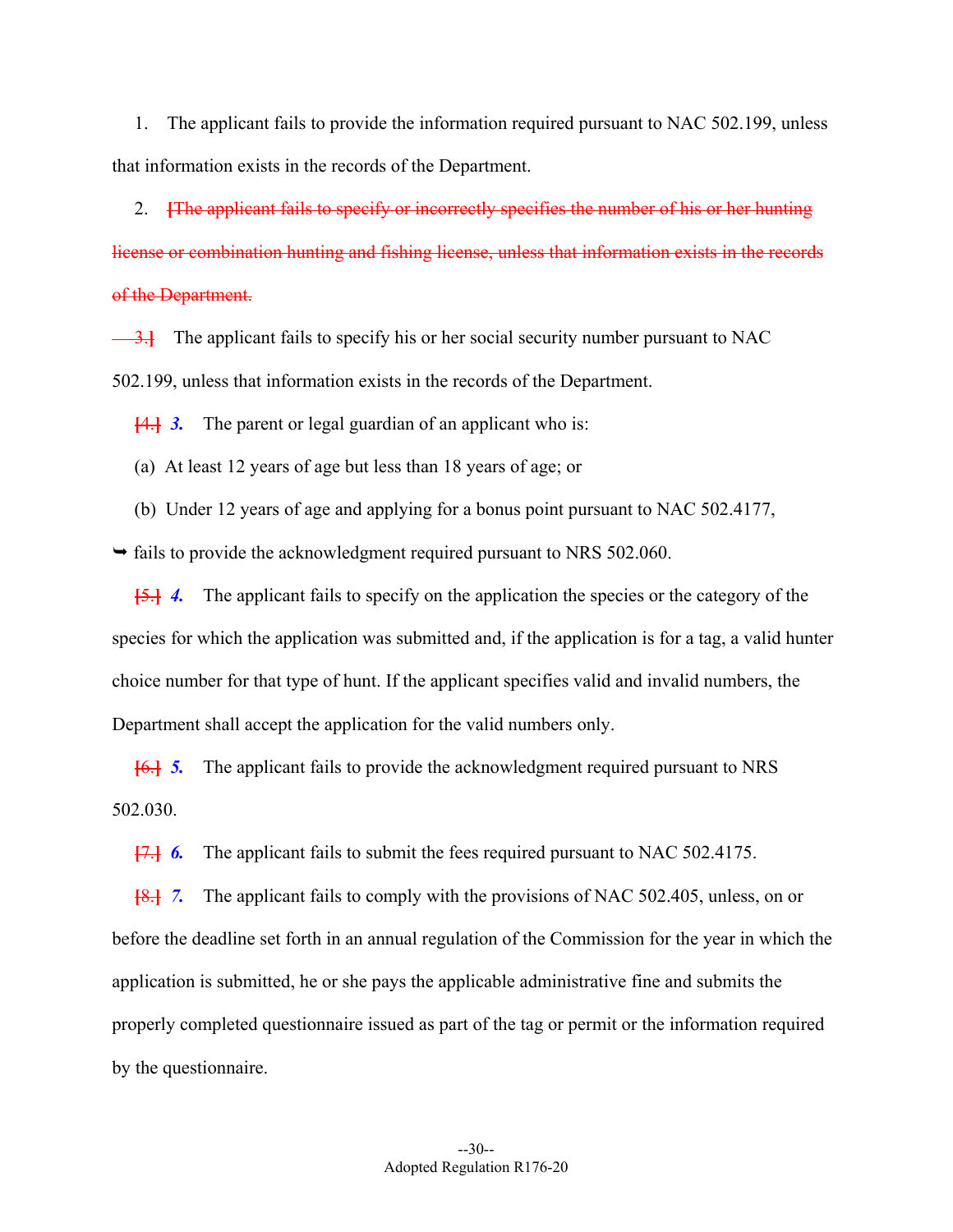1. The applicant fails to provide the information required pursuant to NAC 502.199, unless that information exists in the records of the Department.

2. ~~[The applicant fails to specify or incorrectly specifies the number of his or her hunting license or combination hunting and fishing license, unless that information exists in the records of the Department.~~

~~3.]~~ The applicant fails to specify his or her social security number pursuant to NAC 502.199, unless that information exists in the records of the Department.

~~[4.]~~ ***3.*** The parent or legal guardian of an applicant who is:

(a) At least 12 years of age but less than 18 years of age; or

(b) Under 12 years of age and applying for a bonus point pursuant to NAC 502.4177,

➥ fails to provide the acknowledgment required pursuant to NRS 502.060.

~~[5.]~~ ***4.*** The applicant fails to specify on the application the species or the category of the species for which the application was submitted and, if the application is for a tag, a valid hunter choice number for that type of hunt. If the applicant specifies valid and invalid numbers, the Department shall accept the application for the valid numbers only.

~~[6.]~~ ***5.*** The applicant fails to provide the acknowledgment required pursuant to NRS 502.030.

~~[7.]~~ ***6.*** The applicant fails to submit the fees required pursuant to NAC 502.4175.

~~[8.]~~ ***7.*** The applicant fails to comply with the provisions of NAC 502.405, unless, on or before the deadline set forth in an annual regulation of the Commission for the year in which the application is submitted, he or she pays the applicable administrative fine and submits the properly completed questionnaire issued as part of the tag or permit or the information required by the questionnaire.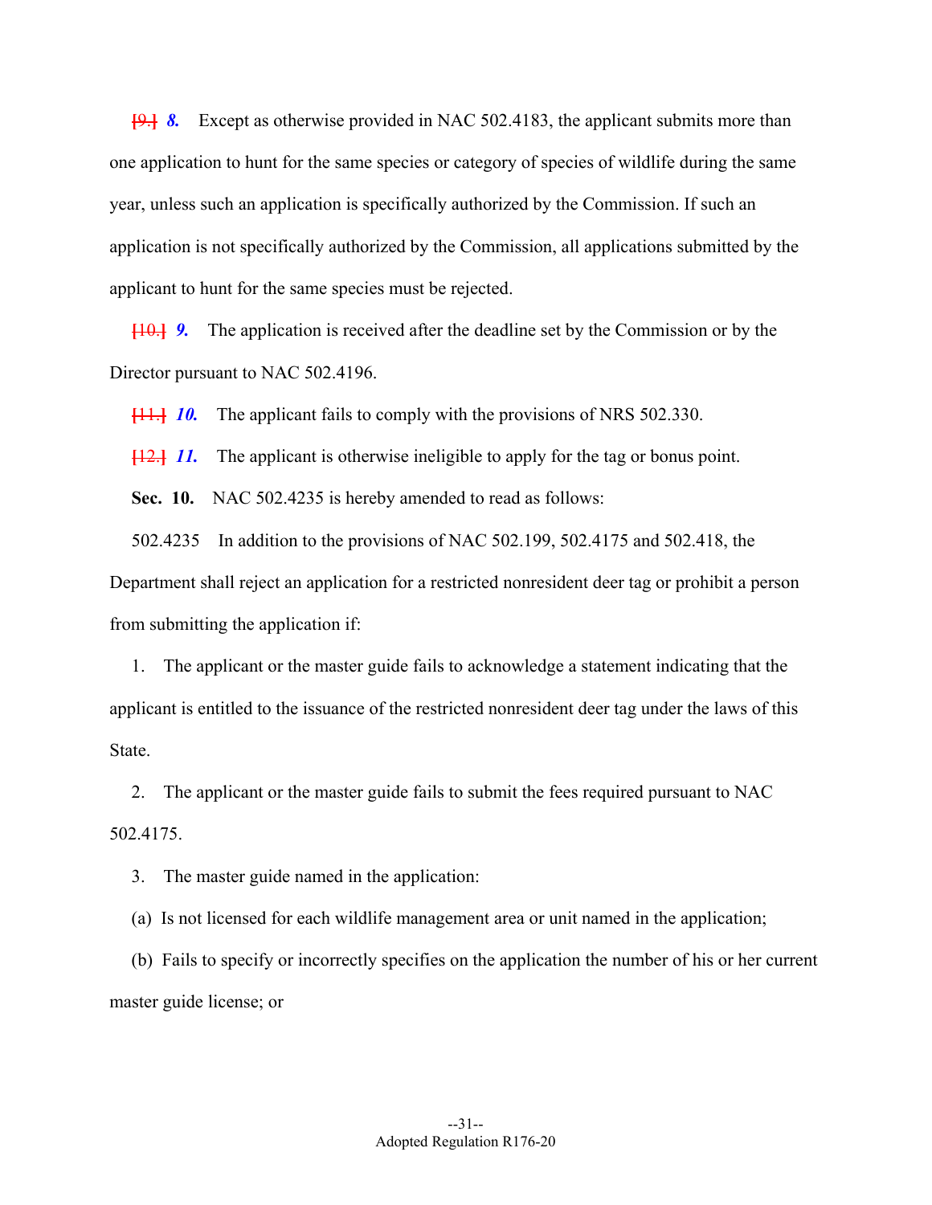[9.] ***8.*** Except as otherwise provided in NAC 502.4183, the applicant submits more than one application to hunt for the same species or category of species of wildlife during the same year, unless such an application is specifically authorized by the Commission. If such an application is not specifically authorized by the Commission, all applications submitted by the applicant to hunt for the same species must be rejected.

[10.] ***9.*** The application is received after the deadline set by the Commission or by the Director pursuant to NAC 502.4196.

[11.] ***10.*** The applicant fails to comply with the provisions of NRS 502.330.

[12.] ***11.*** The applicant is otherwise ineligible to apply for the tag or bonus point.

**Sec. 10.** NAC 502.4235 is hereby amended to read as follows:

502.4235 In addition to the provisions of NAC 502.199, 502.4175 and 502.418, the Department shall reject an application for a restricted nonresident deer tag or prohibit a person from submitting the application if:

1. The applicant or the master guide fails to acknowledge a statement indicating that the applicant is entitled to the issuance of the restricted nonresident deer tag under the laws of this State.

2. The applicant or the master guide fails to submit the fees required pursuant to NAC 502.4175.

3. The master guide named in the application:

(a) Is not licensed for each wildlife management area or unit named in the application;

(b) Fails to specify or incorrectly specifies on the application the number of his or her current master guide license; or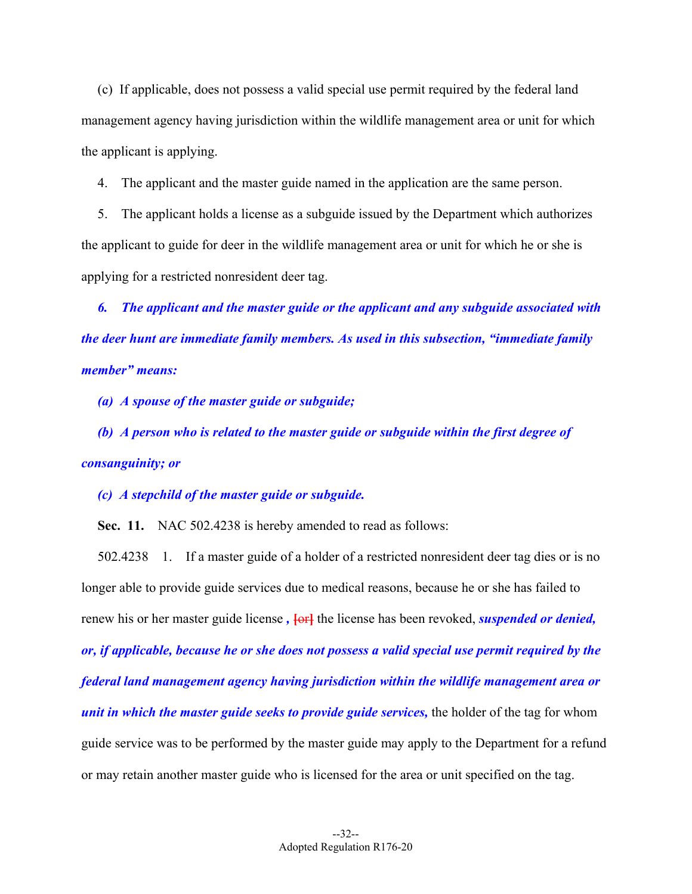(c) If applicable, does not possess a valid special use permit required by the federal land management agency having jurisdiction within the wildlife management area or unit for which the applicant is applying.

4. The applicant and the master guide named in the application are the same person.

5. The applicant holds a license as a subguide issued by the Department which authorizes the applicant to guide for deer in the wildlife management area or unit for which he or she is applying for a restricted nonresident deer tag.

***6. The applicant and the master guide or the applicant and any subguide associated with the deer hunt are immediate family members. As used in this subsection, "immediate family member" means:***

***(a) A spouse of the master guide or subguide;***

***(b) A person who is related to the master guide or subguide within the first degree of consanguinity; or***

***(c) A stepchild of the master guide or subguide.***

**Sec. 11.** NAC 502.4238 is hereby amended to read as follows:

502.4238 1. If a master guide of a holder of a restricted nonresident deer tag dies or is no longer able to provide guide services due to medical reasons, because he or she has failed to renew his or her master guide license ***,*** [or] the license has been revoked, ***suspended or denied, or, if applicable, because he or she does not possess a valid special use permit required by the federal land management agency having jurisdiction within the wildlife management area or unit in which the master guide seeks to provide guide services,*** the holder of the tag for whom guide service was to be performed by the master guide may apply to the Department for a refund or may retain another master guide who is licensed for the area or unit specified on the tag.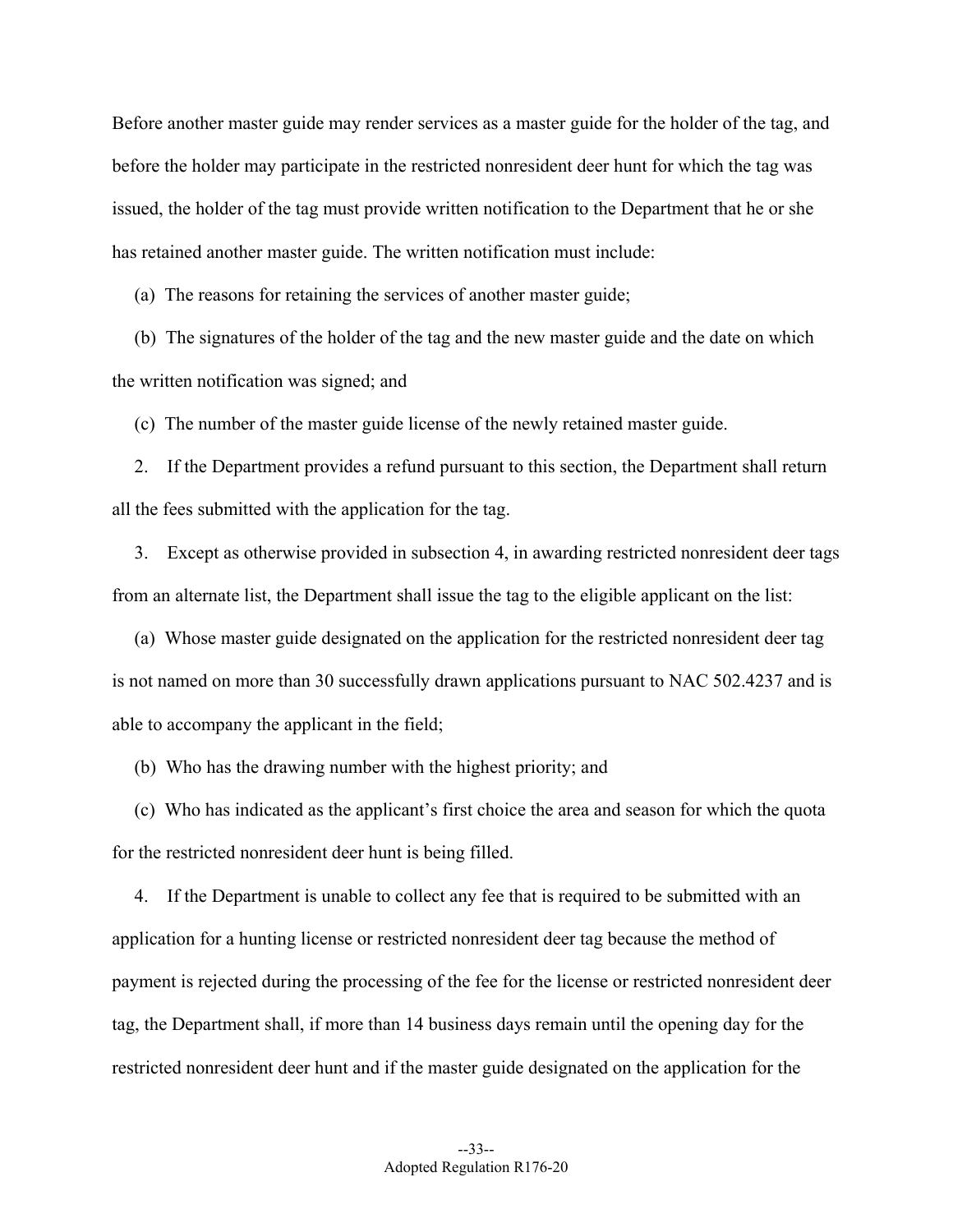Before another master guide may render services as a master guide for the holder of the tag, and before the holder may participate in the restricted nonresident deer hunt for which the tag was issued, the holder of the tag must provide written notification to the Department that he or she has retained another master guide. The written notification must include:

(a) The reasons for retaining the services of another master guide;

(b) The signatures of the holder of the tag and the new master guide and the date on which the written notification was signed; and

(c) The number of the master guide license of the newly retained master guide.

2. If the Department provides a refund pursuant to this section, the Department shall return all the fees submitted with the application for the tag.

3. Except as otherwise provided in subsection 4, in awarding restricted nonresident deer tags from an alternate list, the Department shall issue the tag to the eligible applicant on the list:

(a) Whose master guide designated on the application for the restricted nonresident deer tag is not named on more than 30 successfully drawn applications pursuant to NAC 502.4237 and is able to accompany the applicant in the field;

(b) Who has the drawing number with the highest priority; and

(c) Who has indicated as the applicant's first choice the area and season for which the quota for the restricted nonresident deer hunt is being filled.

4. If the Department is unable to collect any fee that is required to be submitted with an application for a hunting license or restricted nonresident deer tag because the method of payment is rejected during the processing of the fee for the license or restricted nonresident deer tag, the Department shall, if more than 14 business days remain until the opening day for the restricted nonresident deer hunt and if the master guide designated on the application for the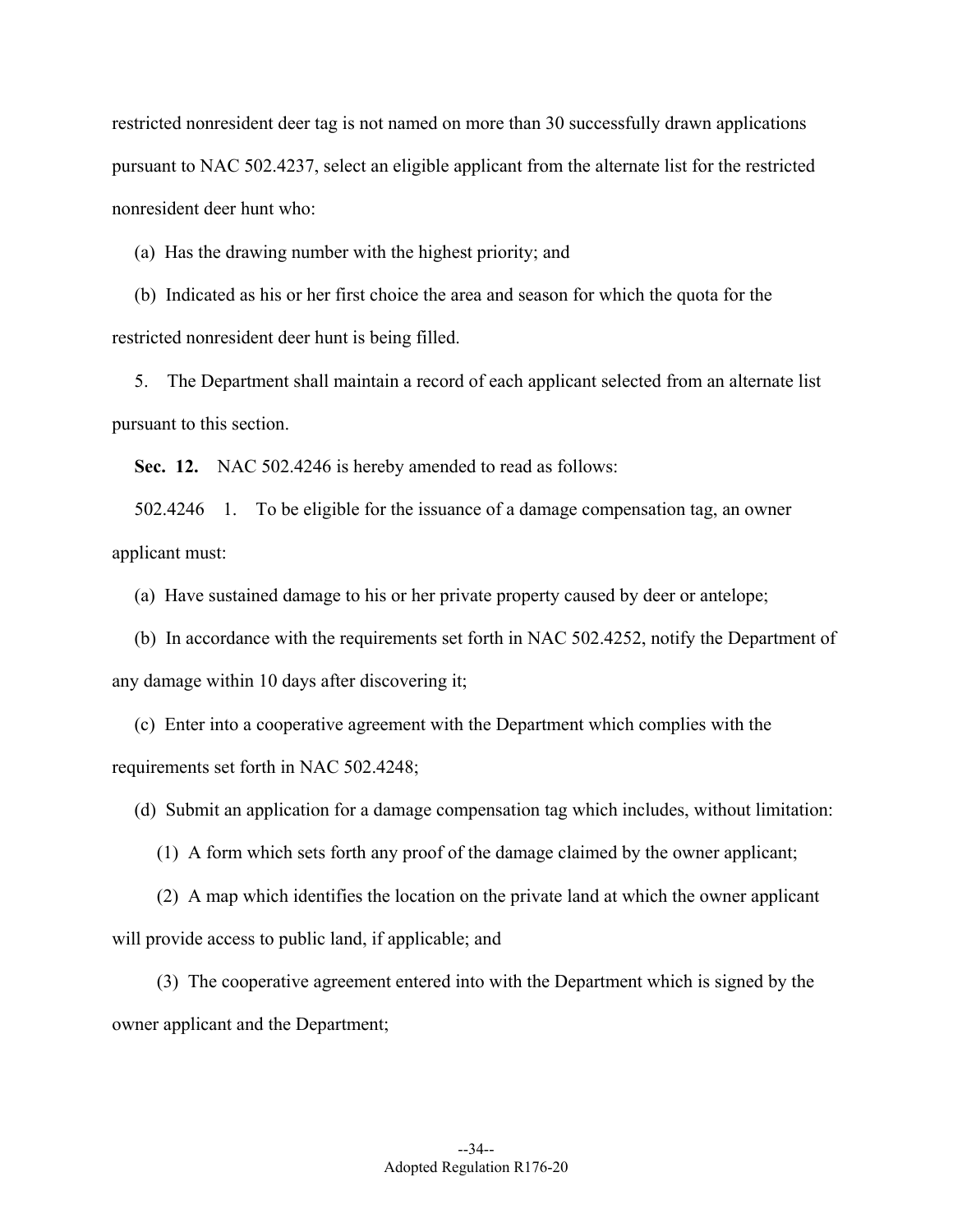restricted nonresident deer tag is not named on more than 30 successfully drawn applications pursuant to NAC 502.4237, select an eligible applicant from the alternate list for the restricted nonresident deer hunt who:

(a) Has the drawing number with the highest priority; and

(b) Indicated as his or her first choice the area and season for which the quota for the restricted nonresident deer hunt is being filled.

5. The Department shall maintain a record of each applicant selected from an alternate list pursuant to this section.

**Sec. 12.** NAC 502.4246 is hereby amended to read as follows:

502.4246 1. To be eligible for the issuance of a damage compensation tag, an owner applicant must:

(a) Have sustained damage to his or her private property caused by deer or antelope;

(b) In accordance with the requirements set forth in NAC 502.4252, notify the Department of any damage within 10 days after discovering it;

(c) Enter into a cooperative agreement with the Department which complies with the requirements set forth in NAC 502.4248;

(d) Submit an application for a damage compensation tag which includes, without limitation:

(1) A form which sets forth any proof of the damage claimed by the owner applicant;

(2) A map which identifies the location on the private land at which the owner applicant will provide access to public land, if applicable; and

(3) The cooperative agreement entered into with the Department which is signed by the owner applicant and the Department;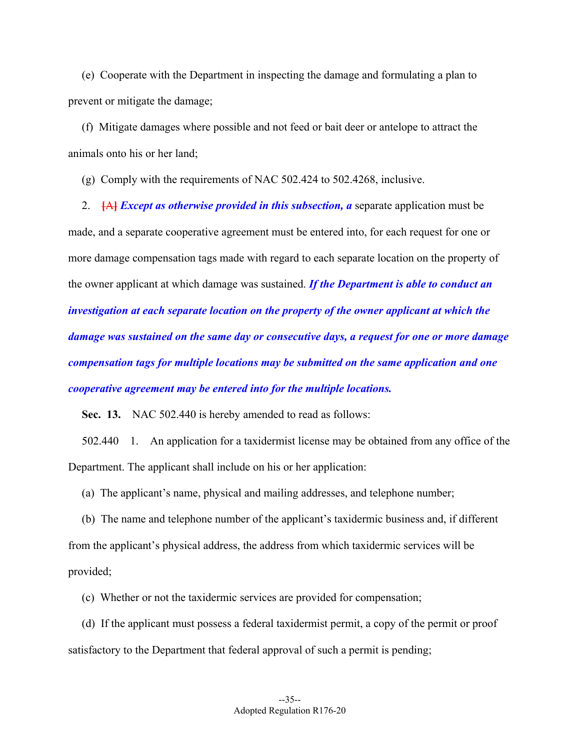(e) Cooperate with the Department in inspecting the damage and formulating a plan to prevent or mitigate the damage;

(f) Mitigate damages where possible and not feed or bait deer or antelope to attract the animals onto his or her land;

(g) Comply with the requirements of NAC 502.424 to 502.4268, inclusive.

2. ~~[A]~~ ***Except as otherwise provided in this subsection, a*** separate application must be made, and a separate cooperative agreement must be entered into, for each request for one or more damage compensation tags made with regard to each separate location on the property of the owner applicant at which damage was sustained. ***If the Department is able to conduct an investigation at each separate location on the property of the owner applicant at which the damage was sustained on the same day or consecutive days, a request for one or more damage compensation tags for multiple locations may be submitted on the same application and one cooperative agreement may be entered into for the multiple locations.***

**Sec. 13.** NAC 502.440 is hereby amended to read as follows:

502.440 1. An application for a taxidermist license may be obtained from any office of the Department. The applicant shall include on his or her application:

(a) The applicant's name, physical and mailing addresses, and telephone number;

(b) The name and telephone number of the applicant's taxidermic business and, if different from the applicant's physical address, the address from which taxidermic services will be provided;

(c) Whether or not the taxidermic services are provided for compensation;

(d) If the applicant must possess a federal taxidermist permit, a copy of the permit or proof satisfactory to the Department that federal approval of such a permit is pending;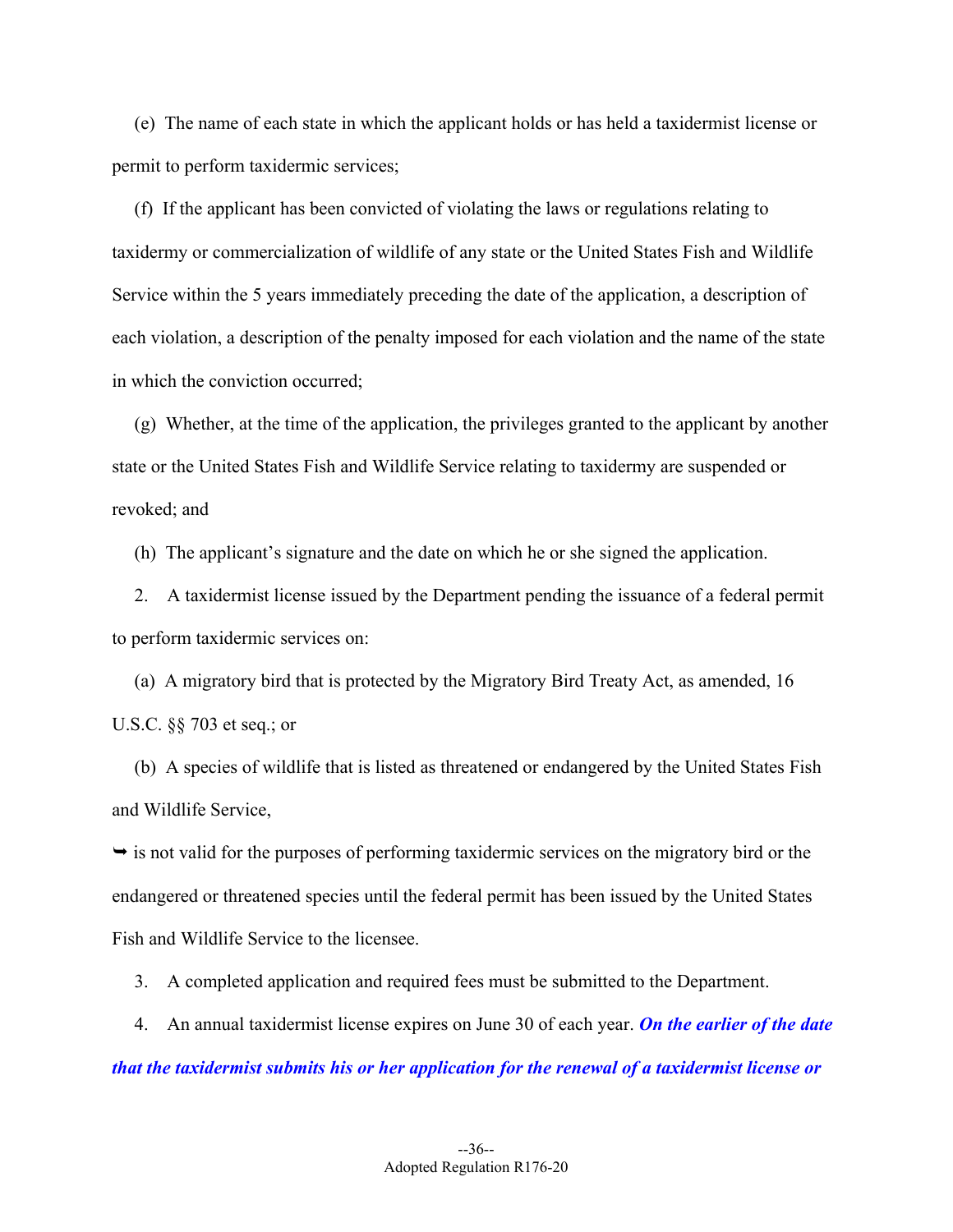(e) The name of each state in which the applicant holds or has held a taxidermist license or permit to perform taxidermic services;

(f) If the applicant has been convicted of violating the laws or regulations relating to taxidermy or commercialization of wildlife of any state or the United States Fish and Wildlife Service within the 5 years immediately preceding the date of the application, a description of each violation, a description of the penalty imposed for each violation and the name of the state in which the conviction occurred;

(g) Whether, at the time of the application, the privileges granted to the applicant by another state or the United States Fish and Wildlife Service relating to taxidermy are suspended or revoked; and

(h) The applicant's signature and the date on which he or she signed the application.

2. A taxidermist license issued by the Department pending the issuance of a federal permit to perform taxidermic services on:

(a) A migratory bird that is protected by the Migratory Bird Treaty Act, as amended, 16 U.S.C. §§ 703 et seq.; or

(b) A species of wildlife that is listed as threatened or endangered by the United States Fish and Wildlife Service,

➥ is not valid for the purposes of performing taxidermic services on the migratory bird or the endangered or threatened species until the federal permit has been issued by the United States Fish and Wildlife Service to the licensee.

3. A completed application and required fees must be submitted to the Department.

4. An annual taxidermist license expires on June 30 of each year. ***On the earlier of the date that the taxidermist submits his or her application for the renewal of a taxidermist license or***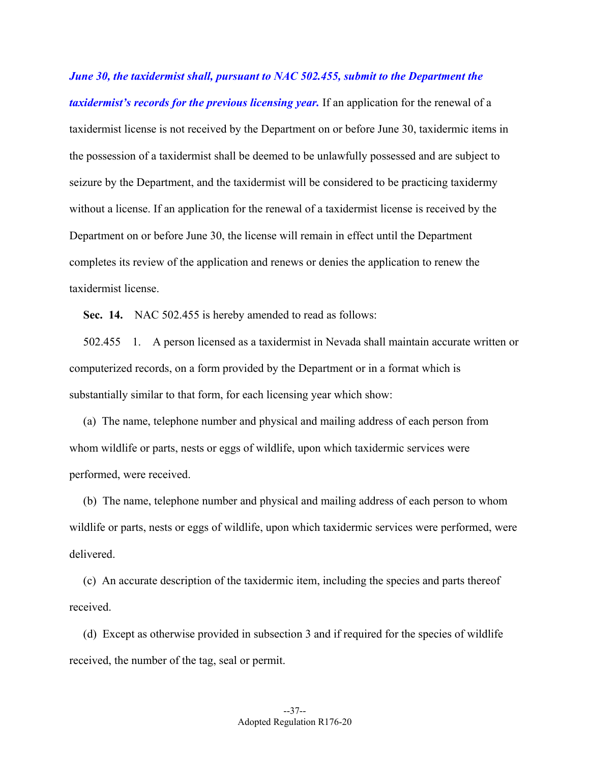***June 30, the taxidermist shall, pursuant to NAC 502.455, submit to the Department the taxidermist's records for the previous licensing year.*** If an application for the renewal of a taxidermist license is not received by the Department on or before June 30, taxidermic items in the possession of a taxidermist shall be deemed to be unlawfully possessed and are subject to seizure by the Department, and the taxidermist will be considered to be practicing taxidermy without a license. If an application for the renewal of a taxidermist license is received by the Department on or before June 30, the license will remain in effect until the Department completes its review of the application and renews or denies the application to renew the taxidermist license.

**Sec. 14.** NAC 502.455 is hereby amended to read as follows:

502.455 1. A person licensed as a taxidermist in Nevada shall maintain accurate written or computerized records, on a form provided by the Department or in a format which is substantially similar to that form, for each licensing year which show:

(a) The name, telephone number and physical and mailing address of each person from whom wildlife or parts, nests or eggs of wildlife, upon which taxidermic services were performed, were received.

(b) The name, telephone number and physical and mailing address of each person to whom wildlife or parts, nests or eggs of wildlife, upon which taxidermic services were performed, were delivered.

(c) An accurate description of the taxidermic item, including the species and parts thereof received.

(d) Except as otherwise provided in subsection 3 and if required for the species of wildlife received, the number of the tag, seal or permit.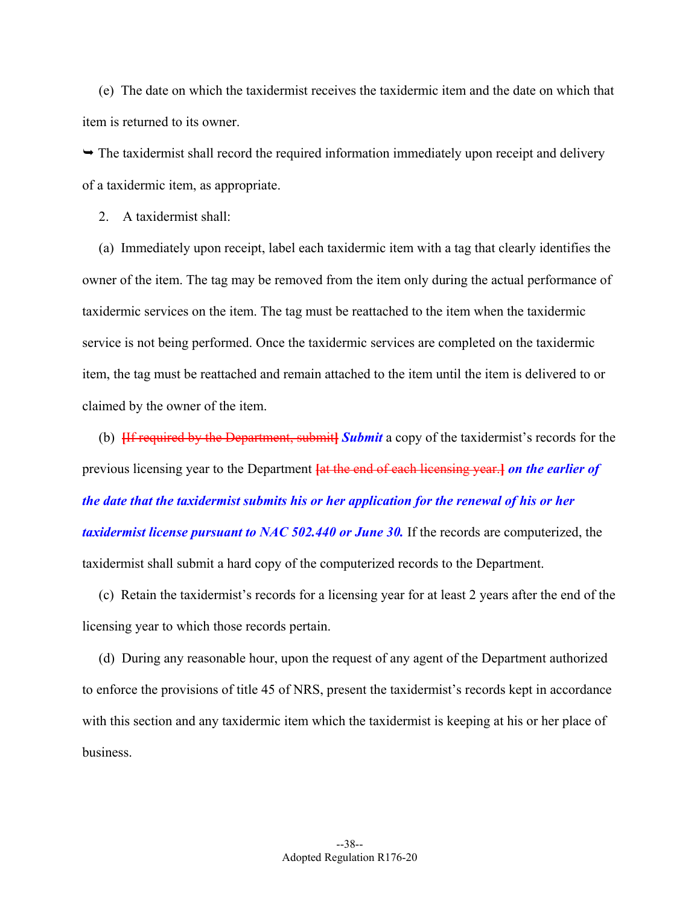(e) The date on which the taxidermist receives the taxidermic item and the date on which that item is returned to its owner.

➥ The taxidermist shall record the required information immediately upon receipt and delivery of a taxidermic item, as appropriate.

2. A taxidermist shall:

(a) Immediately upon receipt, label each taxidermic item with a tag that clearly identifies the owner of the item. The tag may be removed from the item only during the actual performance of taxidermic services on the item. The tag must be reattached to the item when the taxidermic service is not being performed. Once the taxidermic services are completed on the taxidermic item, the tag must be reattached and remain attached to the item until the item is delivered to or claimed by the owner of the item.

(b) ~~[If required by the Department, submit]~~ ***Submit*** a copy of the taxidermist's records for the previous licensing year to the Department ~~[at the end of each licensing year.]~~ ***on the earlier of the date that the taxidermist submits his or her application for the renewal of his or her taxidermist license pursuant to NAC 502.440 or June 30.*** If the records are computerized, the taxidermist shall submit a hard copy of the computerized records to the Department.

(c) Retain the taxidermist's records for a licensing year for at least 2 years after the end of the licensing year to which those records pertain.

(d) During any reasonable hour, upon the request of any agent of the Department authorized to enforce the provisions of title 45 of NRS, present the taxidermist's records kept in accordance with this section and any taxidermic item which the taxidermist is keeping at his or her place of business.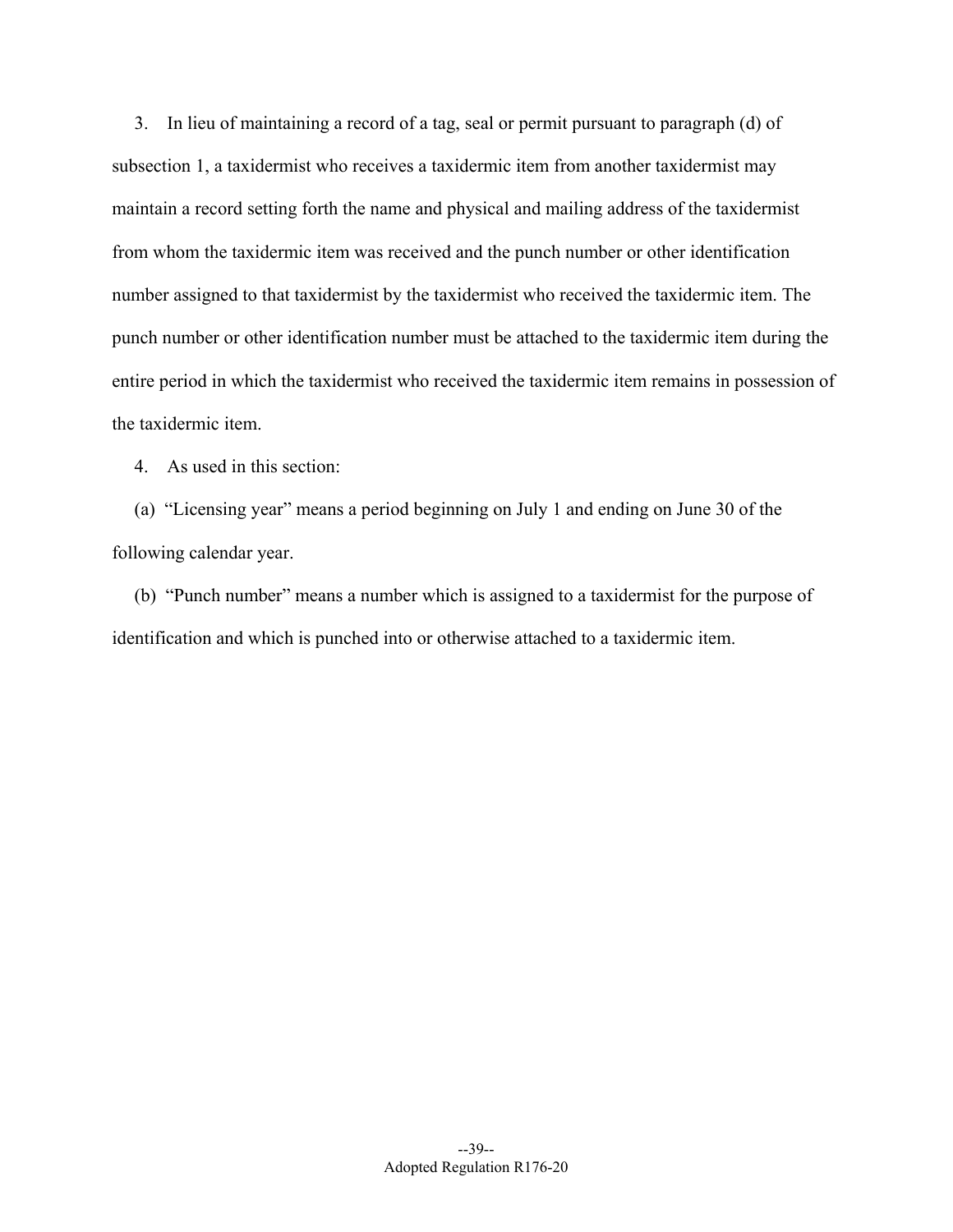3. In lieu of maintaining a record of a tag, seal or permit pursuant to paragraph (d) of subsection 1, a taxidermist who receives a taxidermic item from another taxidermist may maintain a record setting forth the name and physical and mailing address of the taxidermist from whom the taxidermic item was received and the punch number or other identification number assigned to that taxidermist by the taxidermist who received the taxidermic item. The punch number or other identification number must be attached to the taxidermic item during the entire period in which the taxidermist who received the taxidermic item remains in possession of the taxidermic item.

4. As used in this section:

(a) "Licensing year" means a period beginning on July 1 and ending on June 30 of the following calendar year.

(b) "Punch number" means a number which is assigned to a taxidermist for the purpose of identification and which is punched into or otherwise attached to a taxidermic item.